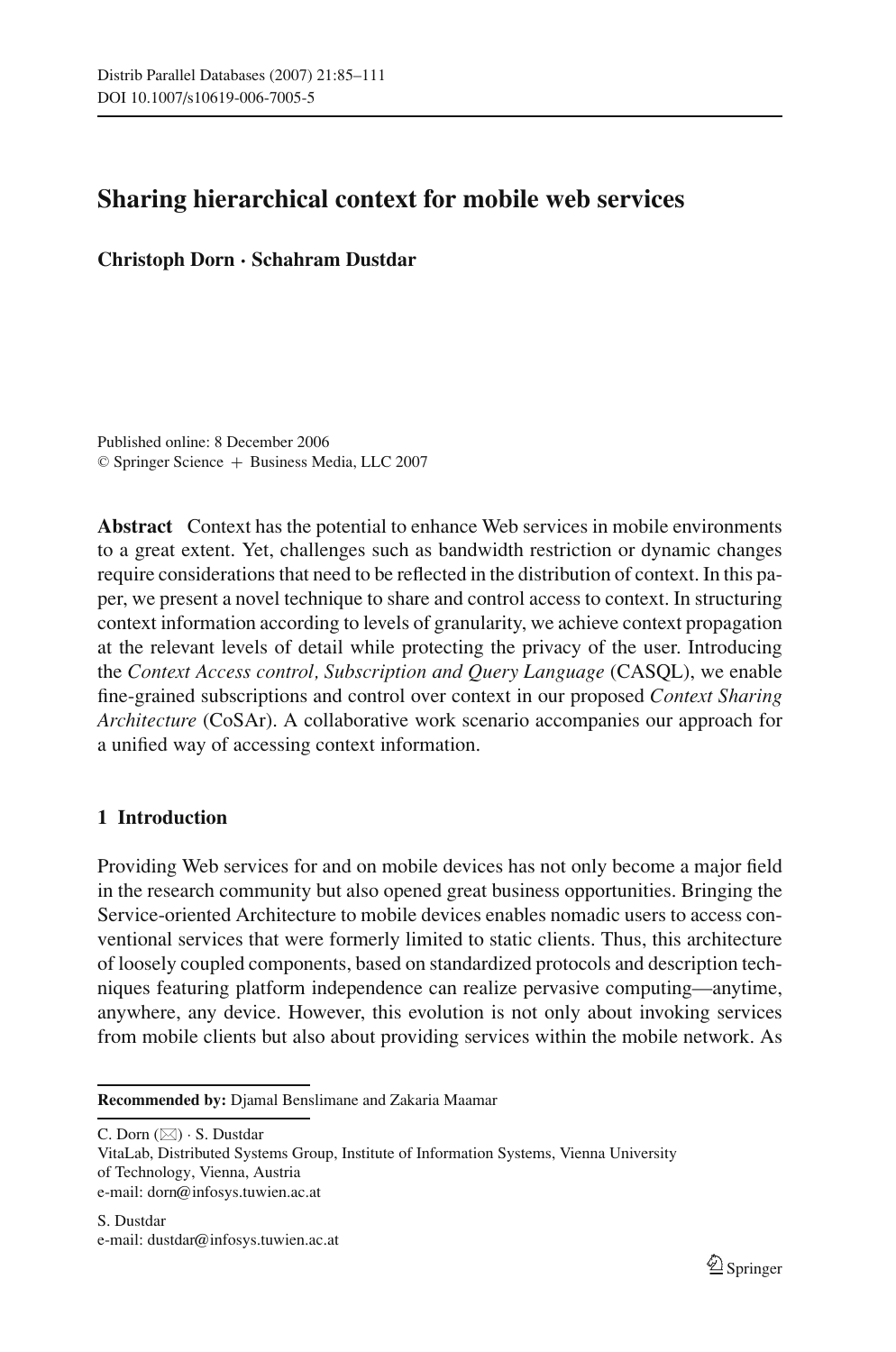# Sharing hierarchical context for mobile web services

**Christoph Dorn · Schahram Dustdar**

Published online: 8 December 2006
© Springer Science + Business Media, LLC 2007

**Abstract** Context has the potential to enhance Web services in mobile environments to a great extent. Yet, challenges such as bandwidth restriction or dynamic changes require considerations that need to be reflected in the distribution of context. In this paper, we present a novel technique to share and control access to context. In structuring context information according to levels of granularity, we achieve context propagation at the relevant levels of detail while protecting the privacy of the user. Introducing the *Context Access control, Subscription and Query Language* (CASQL), we enable fine-grained subscriptions and control over context in our proposed *Context Sharing Architecture* (CoSAr). A collaborative work scenario accompanies our approach for a unified way of accessing context information.

## 1 Introduction

Providing Web services for and on mobile devices has not only become a major field in the research community but also opened great business opportunities. Bringing the Service-oriented Architecture to mobile devices enables nomadic users to access conventional services that were formerly limited to static clients. Thus, this architecture of loosely coupled components, based on standardized protocols and description techniques featuring platform independence can realize pervasive computing—anytime, anywhere, any device. However, this evolution is not only about invoking services from mobile clients but also about providing services within the mobile network. As

---

**Recommended by:** Djamal Benslimane and Zakaria Maamar

C. Dorn (✉) · S. Dustdar
VitaLab, Distributed Systems Group, Institute of Information Systems, Vienna University of Technology, Vienna, Austria
e-mail: dorn@infosys.tuwien.ac.at

S. Dustdar
e-mail: dustdar@infosys.tuwien.ac.at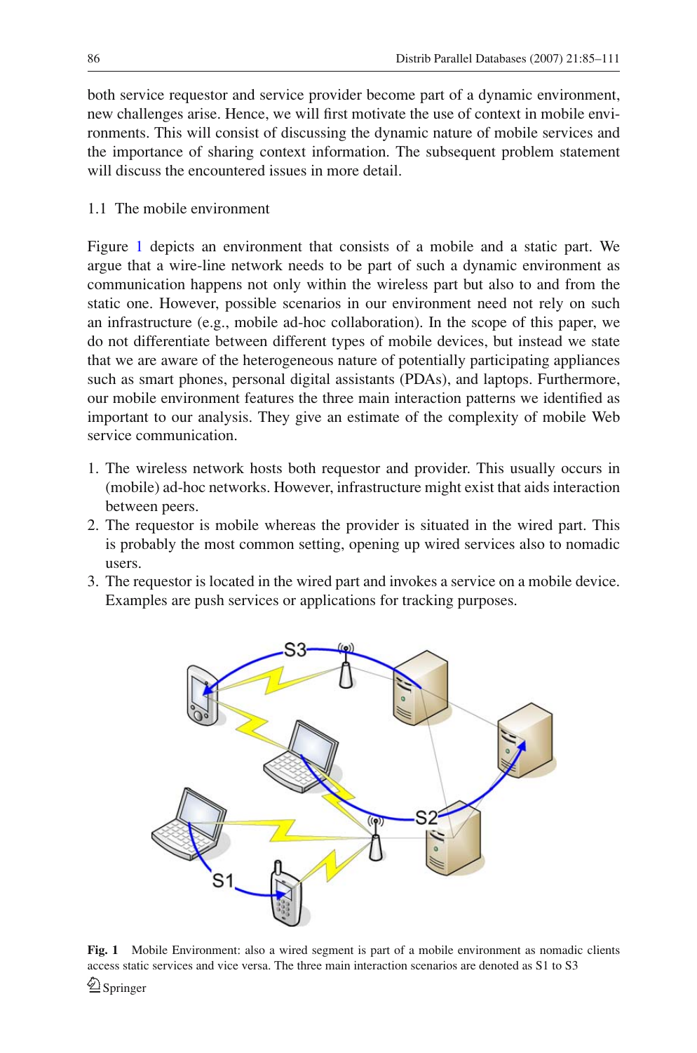both service requestor and service provider become part of a dynamic environment, new challenges arise. Hence, we will first motivate the use of context in mobile environments. This will consist of discussing the dynamic nature of mobile services and the importance of sharing context information. The subsequent problem statement will discuss the encountered issues in more detail.

### 1.1 The mobile environment

Figure 1 depicts an environment that consists of a mobile and a static part. We argue that a wire-line network needs to be part of such a dynamic environment as communication happens not only within the wireless part but also to and from the static one. However, possible scenarios in our environment need not rely on such an infrastructure (e.g., mobile ad-hoc collaboration). In the scope of this paper, we do not differentiate between different types of mobile devices, but instead we state that we are aware of the heterogeneous nature of potentially participating appliances such as smart phones, personal digital assistants (PDAs), and laptops. Furthermore, our mobile environment features the three main interaction patterns we identified as important to our analysis. They give an estimate of the complexity of mobile Web service communication.

1. The wireless network hosts both requestor and provider. This usually occurs in (mobile) ad-hoc networks. However, infrastructure might exist that aids interaction between peers.
2. The requestor is mobile whereas the provider is situated in the wired part. This is probably the most common setting, opening up wired services also to nomadic users.
3. The requestor is located in the wired part and invokes a service on a mobile device. Examples are push services or applications for tracking purposes.

**Fig. 1** Mobile Environment: also a wired segment is part of a mobile environment as nomadic clients access static services and vice versa. The three main interaction scenarios are denoted as S1 to S3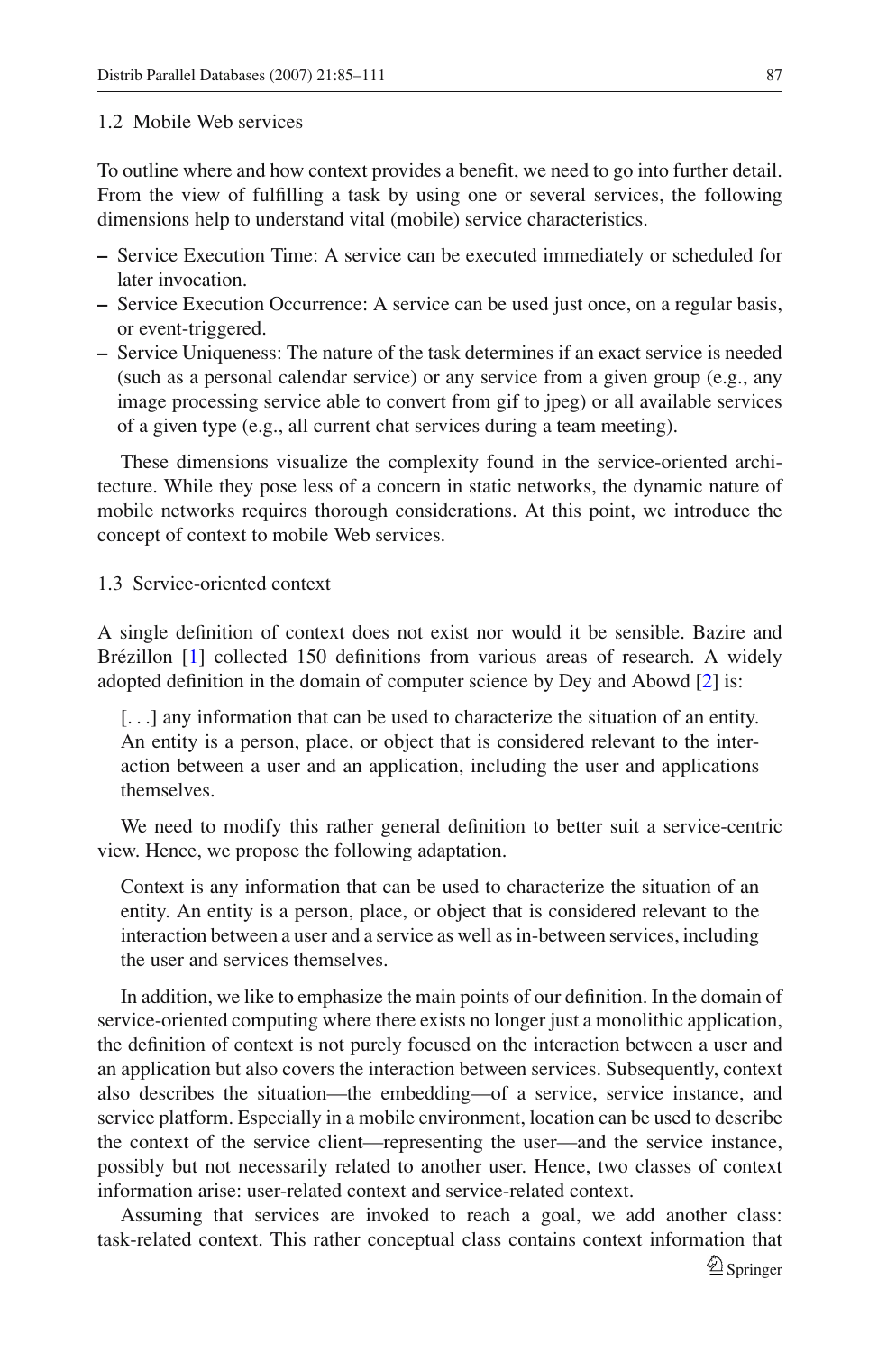### 1.2 Mobile Web services

To outline where and how context provides a benefit, we need to go into further detail. From the view of fulfilling a task by using one or several services, the following dimensions help to understand vital (mobile) service characteristics.

- Service Execution Time: A service can be executed immediately or scheduled for later invocation.
- Service Execution Occurrence: A service can be used just once, on a regular basis, or event-triggered.
- Service Uniqueness: The nature of the task determines if an exact service is needed (such as a personal calendar service) or any service from a given group (e.g., any image processing service able to convert from gif to jpeg) or all available services of a given type (e.g., all current chat services during a team meeting).

These dimensions visualize the complexity found in the service-oriented architecture. While they pose less of a concern in static networks, the dynamic nature of mobile networks requires thorough considerations. At this point, we introduce the concept of context to mobile Web services.

### 1.3 Service-oriented context

A single definition of context does not exist nor would it be sensible. Bazire and Brézillon [1] collected 150 definitions from various areas of research. A widely adopted definition in the domain of computer science by Dey and Abowd [2] is:

> [...] any information that can be used to characterize the situation of an entity. An entity is a person, place, or object that is considered relevant to the interaction between a user and an application, including the user and applications themselves.

We need to modify this rather general definition to better suit a service-centric view. Hence, we propose the following adaptation.

> Context is any information that can be used to characterize the situation of an entity. An entity is a person, place, or object that is considered relevant to the interaction between a user and a service as well as in-between services, including the user and services themselves.

In addition, we like to emphasize the main points of our definition. In the domain of service-oriented computing where there exists no longer just a monolithic application, the definition of context is not purely focused on the interaction between a user and an application but also covers the interaction between services. Subsequently, context also describes the situation—the embedding—of a service, service instance, and service platform. Especially in a mobile environment, location can be used to describe the context of the service client—representing the user—and the service instance, possibly but not necessarily related to another user. Hence, two classes of context information arise: user-related context and service-related context.

Assuming that services are invoked to reach a goal, we add another class: task-related context. This rather conceptual class contains context information that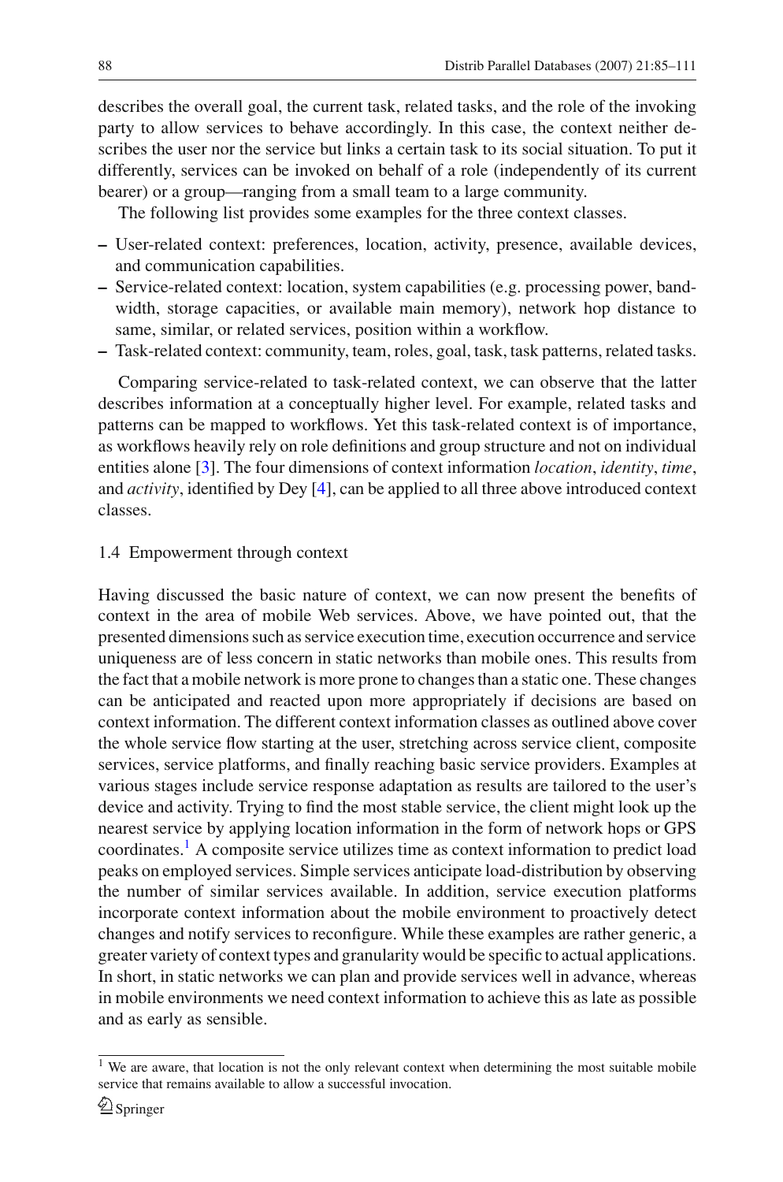describes the overall goal, the current task, related tasks, and the role of the invoking party to allow services to behave accordingly. In this case, the context neither describes the user nor the service but links a certain task to its social situation. To put it differently, services can be invoked on behalf of a role (independently of its current bearer) or a group—ranging from a small team to a large community.

The following list provides some examples for the three context classes.

- User-related context: preferences, location, activity, presence, available devices, and communication capabilities.
- Service-related context: location, system capabilities (e.g. processing power, bandwidth, storage capacities, or available main memory), network hop distance to same, similar, or related services, position within a workflow.
- Task-related context: community, team, roles, goal, task, task patterns, related tasks.

Comparing service-related to task-related context, we can observe that the latter describes information at a conceptually higher level. For example, related tasks and patterns can be mapped to workflows. Yet this task-related context is of importance, as workflows heavily rely on role definitions and group structure and not on individual entities alone [3]. The four dimensions of context information *location*, *identity*, *time*, and *activity*, identified by Dey [4], can be applied to all three above introduced context classes.

### 1.4 Empowerment through context

Having discussed the basic nature of context, we can now present the benefits of context in the area of mobile Web services. Above, we have pointed out, that the presented dimensions such as service execution time, execution occurrence and service uniqueness are of less concern in static networks than mobile ones. This results from the fact that a mobile network is more prone to changes than a static one. These changes can be anticipated and reacted upon more appropriately if decisions are based on context information. The different context information classes as outlined above cover the whole service flow starting at the user, stretching across service client, composite services, service platforms, and finally reaching basic service providers. Examples at various stages include service response adaptation as results are tailored to the user's device and activity. Trying to find the most stable service, the client might look up the nearest service by applying location information in the form of network hops or GPS coordinates.[1] A composite service utilizes time as context information to predict load peaks on employed services. Simple services anticipate load-distribution by observing the number of similar services available. In addition, service execution platforms incorporate context information about the mobile environment to proactively detect changes and notify services to reconfigure. While these examples are rather generic, a greater variety of context types and granularity would be specific to actual applications. In short, in static networks we can plan and provide services well in advance, whereas in mobile environments we need context information to achieve this as late as possible and as early as sensible.

[1] We are aware, that location is not the only relevant context when determining the most suitable mobile service that remains available to allow a successful invocation.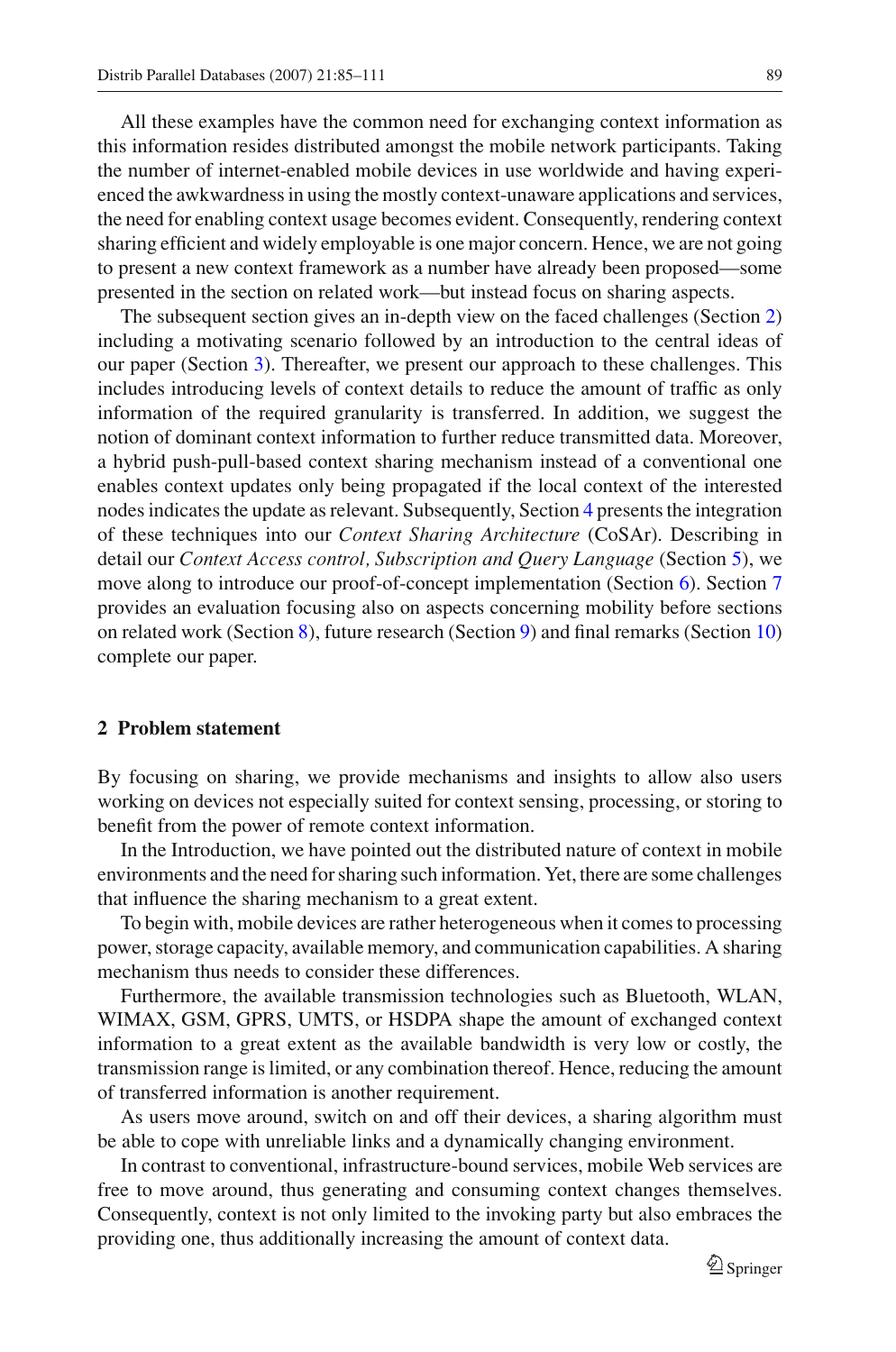All these examples have the common need for exchanging context information as this information resides distributed amongst the mobile network participants. Taking the number of internet-enabled mobile devices in use worldwide and having experienced the awkwardness in using the mostly context-unaware applications and services, the need for enabling context usage becomes evident. Consequently, rendering context sharing efficient and widely employable is one major concern. Hence, we are not going to present a new context framework as a number have already been proposed—some presented in the section on related work—but instead focus on sharing aspects.

The subsequent section gives an in-depth view on the faced challenges (Section 2) including a motivating scenario followed by an introduction to the central ideas of our paper (Section 3). Thereafter, we present our approach to these challenges. This includes introducing levels of context details to reduce the amount of traffic as only information of the required granularity is transferred. In addition, we suggest the notion of dominant context information to further reduce transmitted data. Moreover, a hybrid push-pull-based context sharing mechanism instead of a conventional one enables context updates only being propagated if the local context of the interested nodes indicates the update as relevant. Subsequently, Section 4 presents the integration of these techniques into our *Context Sharing Architecture* (CoSAr). Describing in detail our *Context Access control, Subscription and Query Language* (Section 5), we move along to introduce our proof-of-concept implementation (Section 6). Section 7 provides an evaluation focusing also on aspects concerning mobility before sections on related work (Section 8), future research (Section 9) and final remarks (Section 10) complete our paper.

## 2 Problem statement

By focusing on sharing, we provide mechanisms and insights to allow also users working on devices not especially suited for context sensing, processing, or storing to benefit from the power of remote context information.

In the Introduction, we have pointed out the distributed nature of context in mobile environments and the need for sharing such information. Yet, there are some challenges that influence the sharing mechanism to a great extent.

To begin with, mobile devices are rather heterogeneous when it comes to processing power, storage capacity, available memory, and communication capabilities. A sharing mechanism thus needs to consider these differences.

Furthermore, the available transmission technologies such as Bluetooth, WLAN, WIMAX, GSM, GPRS, UMTS, or HSDPA shape the amount of exchanged context information to a great extent as the available bandwidth is very low or costly, the transmission range is limited, or any combination thereof. Hence, reducing the amount of transferred information is another requirement.

As users move around, switch on and off their devices, a sharing algorithm must be able to cope with unreliable links and a dynamically changing environment.

In contrast to conventional, infrastructure-bound services, mobile Web services are free to move around, thus generating and consuming context changes themselves. Consequently, context is not only limited to the invoking party but also embraces the providing one, thus additionally increasing the amount of context data.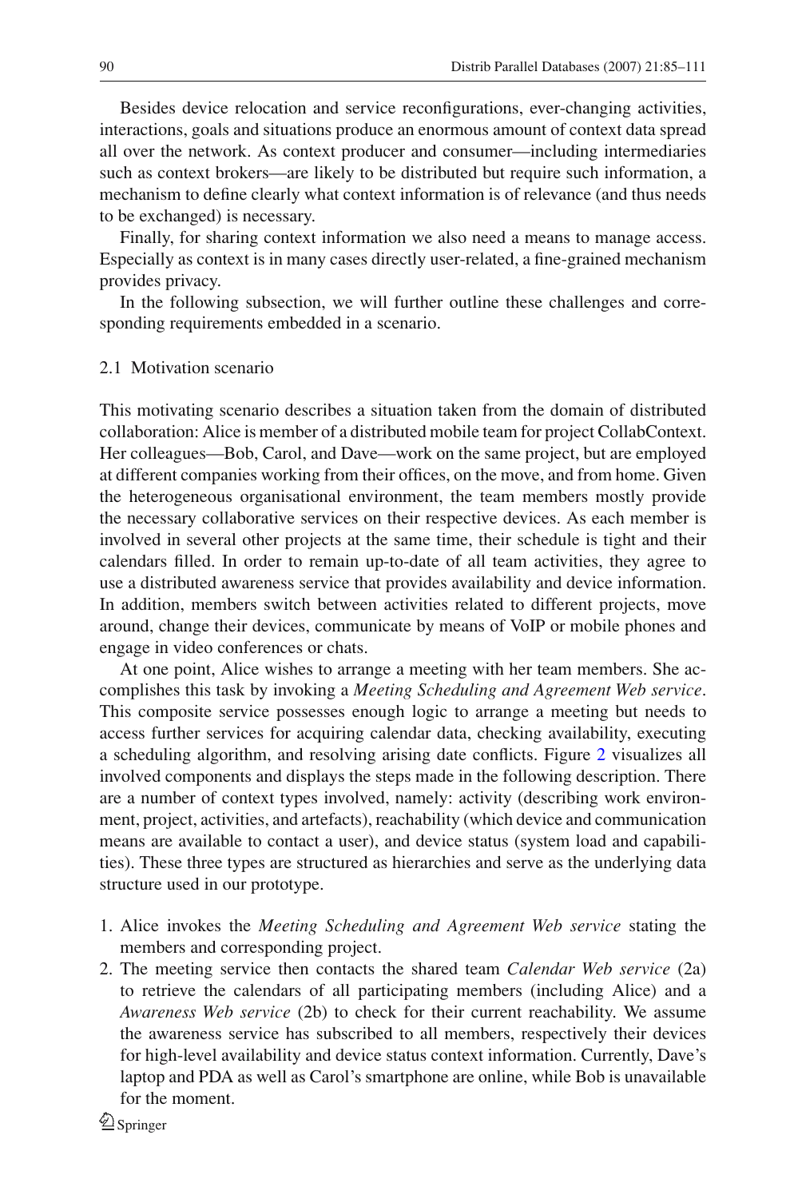Besides device relocation and service reconfigurations, ever-changing activities, interactions, goals and situations produce an enormous amount of context data spread all over the network. As context producer and consumer—including intermediaries such as context brokers—are likely to be distributed but require such information, a mechanism to define clearly what context information is of relevance (and thus needs to be exchanged) is necessary.

Finally, for sharing context information we also need a means to manage access. Especially as context is in many cases directly user-related, a fine-grained mechanism provides privacy.

In the following subsection, we will further outline these challenges and corresponding requirements embedded in a scenario.

### 2.1 Motivation scenario

This motivating scenario describes a situation taken from the domain of distributed collaboration: Alice is member of a distributed mobile team for project CollabContext. Her colleagues—Bob, Carol, and Dave—work on the same project, but are employed at different companies working from their offices, on the move, and from home. Given the heterogeneous organisational environment, the team members mostly provide the necessary collaborative services on their respective devices. As each member is involved in several other projects at the same time, their schedule is tight and their calendars filled. In order to remain up-to-date of all team activities, they agree to use a distributed awareness service that provides availability and device information. In addition, members switch between activities related to different projects, move around, change their devices, communicate by means of VoIP or mobile phones and engage in video conferences or chats.

At one point, Alice wishes to arrange a meeting with her team members. She accomplishes this task by invoking a *Meeting Scheduling and Agreement Web service*. This composite service possesses enough logic to arrange a meeting but needs to access further services for acquiring calendar data, checking availability, executing a scheduling algorithm, and resolving arising date conflicts. Figure 2 visualizes all involved components and displays the steps made in the following description. There are a number of context types involved, namely: activity (describing work environment, project, activities, and artefacts), reachability (which device and communication means are available to contact a user), and device status (system load and capabilities). These three types are structured as hierarchies and serve as the underlying data structure used in our prototype.

1. Alice invokes the *Meeting Scheduling and Agreement Web service* stating the members and corresponding project.
2. The meeting service then contacts the shared team *Calendar Web service* (2a) to retrieve the calendars of all participating members (including Alice) and a *Awareness Web service* (2b) to check for their current reachability. We assume the awareness service has subscribed to all members, respectively their devices for high-level availability and device status context information. Currently, Dave's laptop and PDA as well as Carol's smartphone are online, while Bob is unavailable for the moment.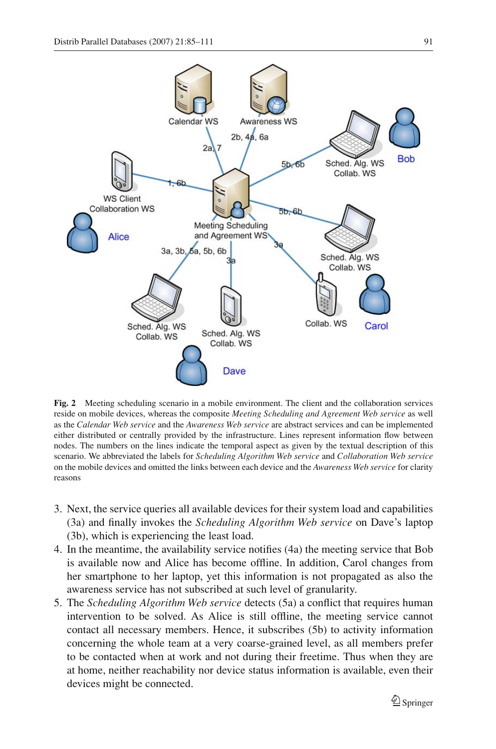**Fig. 2** Meeting scheduling scenario in a mobile environment. The client and the collaboration services reside on mobile devices, whereas the composite *Meeting Scheduling and Agreement Web service* as well as the *Calendar Web service* and the *Awareness Web service* are abstract services and can be implemented either distributed or centrally provided by the infrastructure. Lines represent information flow between nodes. The numbers on the lines indicate the temporal aspect as given by the textual description of this scenario. We abbreviated the labels for *Scheduling Algorithm Web service* and *Collaboration Web service* on the mobile devices and omitted the links between each device and the *Awareness Web service* for clarity reasons

3. Next, the service queries all available devices for their system load and capabilities (3a) and finally invokes the *Scheduling Algorithm Web service* on Dave's laptop (3b), which is experiencing the least load.
4. In the meantime, the availability service notifies (4a) the meeting service that Bob is available now and Alice has become offline. In addition, Carol changes from her smartphone to her laptop, yet this information is not propagated as also the awareness service has not subscribed at such level of granularity.
5. The *Scheduling Algorithm Web service* detects (5a) a conflict that requires human intervention to be solved. As Alice is still offline, the meeting service cannot contact all necessary members. Hence, it subscribes (5b) to activity information concerning the whole team at a very coarse-grained level, as all members prefer to be contacted when at work and not during their freetime. Thus when they are at home, neither reachability nor device status information is available, even their devices might be connected.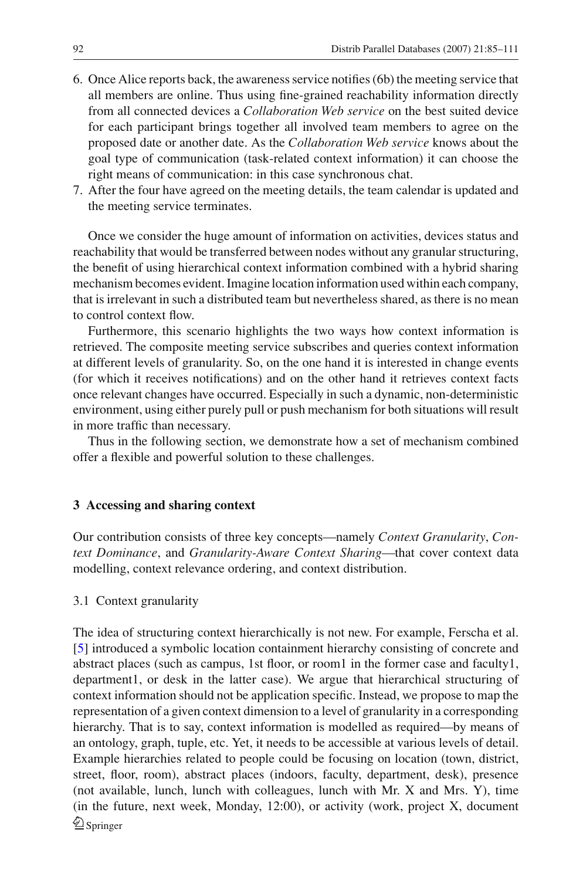6. Once Alice reports back, the awareness service notifies (6b) the meeting service that all members are online. Thus using fine-grained reachability information directly from all connected devices a *Collaboration Web service* on the best suited device for each participant brings together all involved team members to agree on the proposed date or another date. As the *Collaboration Web service* knows about the goal type of communication (task-related context information) it can choose the right means of communication: in this case synchronous chat.
7. After the four have agreed on the meeting details, the team calendar is updated and the meeting service terminates.

Once we consider the huge amount of information on activities, devices status and reachability that would be transferred between nodes without any granular structuring, the benefit of using hierarchical context information combined with a hybrid sharing mechanism becomes evident. Imagine location information used within each company, that is irrelevant in such a distributed team but nevertheless shared, as there is no mean to control context flow.

Furthermore, this scenario highlights the two ways how context information is retrieved. The composite meeting service subscribes and queries context information at different levels of granularity. So, on the one hand it is interested in change events (for which it receives notifications) and on the other hand it retrieves context facts once relevant changes have occurred. Especially in such a dynamic, non-deterministic environment, using either purely pull or push mechanism for both situations will result in more traffic than necessary.

Thus in the following section, we demonstrate how a set of mechanism combined offer a flexible and powerful solution to these challenges.

## 3 Accessing and sharing context

Our contribution consists of three key concepts—namely *Context Granularity*, *Context Dominance*, and *Granularity-Aware Context Sharing*—that cover context data modelling, context relevance ordering, and context distribution.

### 3.1 Context granularity

The idea of structuring context hierarchically is not new. For example, Ferscha et al. [5] introduced a symbolic location containment hierarchy consisting of concrete and abstract places (such as campus, 1st floor, or room1 in the former case and faculty1, department1, or desk in the latter case). We argue that hierarchical structuring of context information should not be application specific. Instead, we propose to map the representation of a given context dimension to a level of granularity in a corresponding hierarchy. That is to say, context information is modelled as required—by means of an ontology, graph, tuple, etc. Yet, it needs to be accessible at various levels of detail. Example hierarchies related to people could be focusing on location (town, district, street, floor, room), abstract places (indoors, faculty, department, desk), presence (not available, lunch, lunch with colleagues, lunch with Mr. X and Mrs. Y), time (in the future, next week, Monday, 12:00), or activity (work, project X, document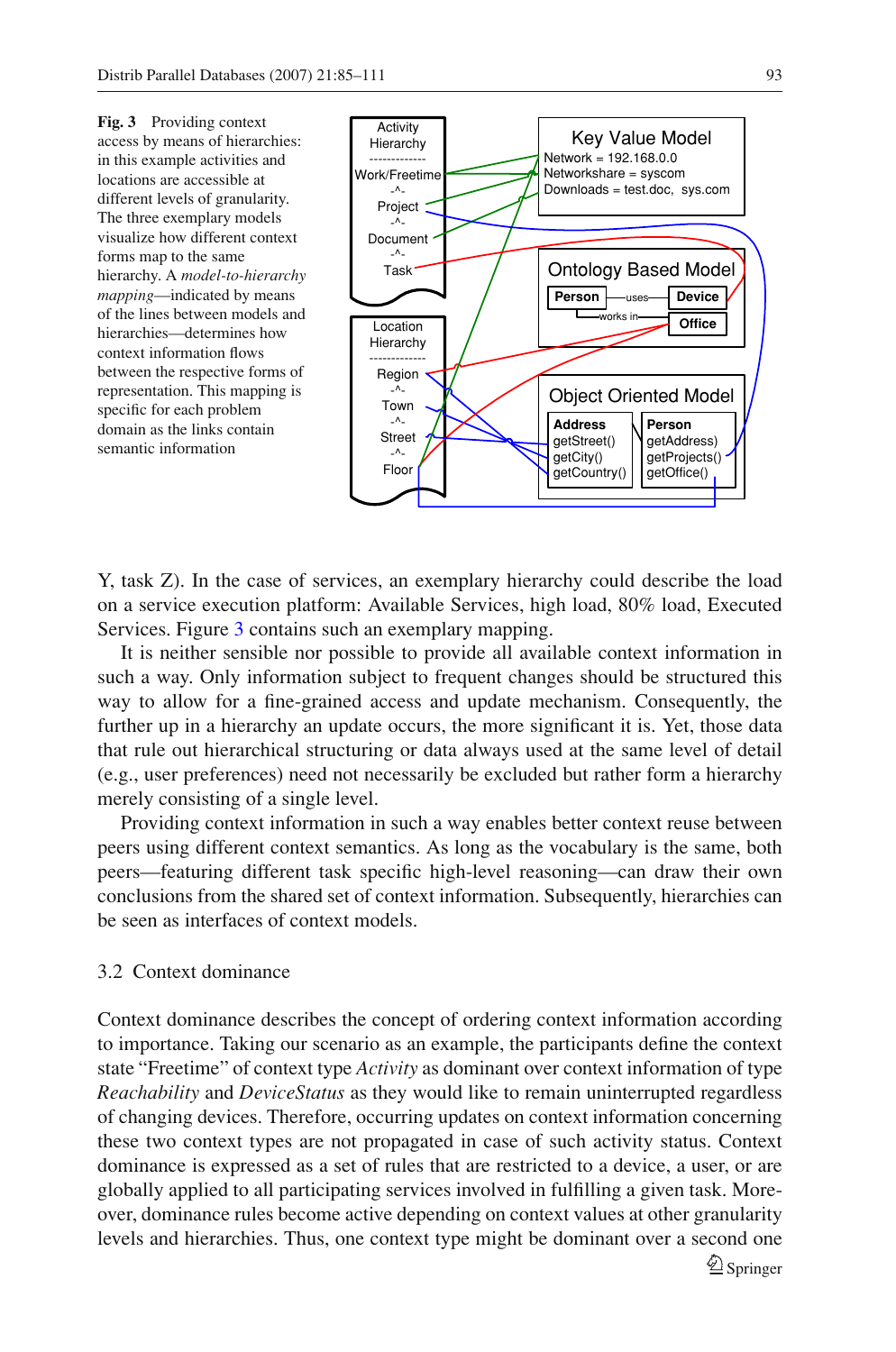**Fig. 3** Providing context access by means of hierarchies: in this example activities and locations are accessible at different levels of granularity. The three exemplary models visualize how different context forms map to the same hierarchy. A *model-to-hierarchy mapping*—indicated by means of the lines between models and hierarchies—determines how context information flows between the respective forms of representation. This mapping is specific for each problem domain as the links contain semantic information

Y, task Z). In the case of services, an exemplary hierarchy could describe the load on a service execution platform: Available Services, high load, 80% load, Executed Services. Figure 3 contains such an exemplary mapping.

It is neither sensible nor possible to provide all available context information in such a way. Only information subject to frequent changes should be structured this way to allow for a fine-grained access and update mechanism. Consequently, the further up in a hierarchy an update occurs, the more significant it is. Yet, those data that rule out hierarchical structuring or data always used at the same level of detail (e.g., user preferences) need not necessarily be excluded but rather form a hierarchy merely consisting of a single level.

Providing context information in such a way enables better context reuse between peers using different context semantics. As long as the vocabulary is the same, both peers—featuring different task specific high-level reasoning—can draw their own conclusions from the shared set of context information. Subsequently, hierarchies can be seen as interfaces of context models.

### 3.2 Context dominance

Context dominance describes the concept of ordering context information according to importance. Taking our scenario as an example, the participants define the context state "Freetime" of context type *Activity* as dominant over context information of type *Reachability* and *DeviceStatus* as they would like to remain uninterrupted regardless of changing devices. Therefore, occurring updates on context information concerning these two context types are not propagated in case of such activity status. Context dominance is expressed as a set of rules that are restricted to a device, a user, or are globally applied to all participating services involved in fulfilling a given task. Moreover, dominance rules become active depending on context values at other granularity levels and hierarchies. Thus, one context type might be dominant over a second one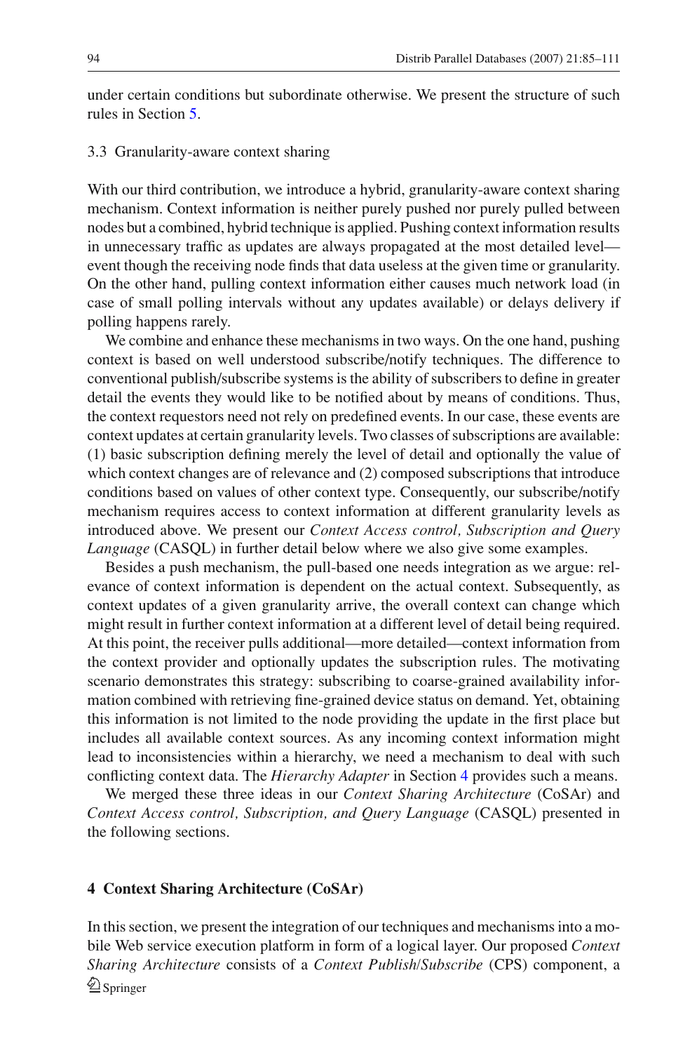under certain conditions but subordinate otherwise. We present the structure of such rules in Section 5.

### 3.3 Granularity-aware context sharing

With our third contribution, we introduce a hybrid, granularity-aware context sharing mechanism. Context information is neither purely pushed nor purely pulled between nodes but a combined, hybrid technique is applied. Pushing context information results in unnecessary traffic as updates are always propagated at the most detailed level—event though the receiving node finds that data useless at the given time or granularity. On the other hand, pulling context information either causes much network load (in case of small polling intervals without any updates available) or delays delivery if polling happens rarely.

We combine and enhance these mechanisms in two ways. On the one hand, pushing context is based on well understood subscribe/notify techniques. The difference to conventional publish/subscribe systems is the ability of subscribers to define in greater detail the events they would like to be notified about by means of conditions. Thus, the context requestors need not rely on predefined events. In our case, these events are context updates at certain granularity levels. Two classes of subscriptions are available: (1) basic subscription defining merely the level of detail and optionally the value of which context changes are of relevance and (2) composed subscriptions that introduce conditions based on values of other context type. Consequently, our subscribe/notify mechanism requires access to context information at different granularity levels as introduced above. We present our *Context Access control, Subscription and Query Language* (CASQL) in further detail below where we also give some examples.

Besides a push mechanism, the pull-based one needs integration as we argue: relevance of context information is dependent on the actual context. Subsequently, as context updates of a given granularity arrive, the overall context can change which might result in further context information at a different level of detail being required. At this point, the receiver pulls additional—more detailed—context information from the context provider and optionally updates the subscription rules. The motivating scenario demonstrates this strategy: subscribing to coarse-grained availability information combined with retrieving fine-grained device status on demand. Yet, obtaining this information is not limited to the node providing the update in the first place but includes all available context sources. As any incoming context information might lead to inconsistencies within a hierarchy, we need a mechanism to deal with such conflicting context data. The *Hierarchy Adapter* in Section 4 provides such a means.

We merged these three ideas in our *Context Sharing Architecture* (CoSAr) and *Context Access control, Subscription, and Query Language* (CASQL) presented in the following sections.

## 4 Context Sharing Architecture (CoSAr)

In this section, we present the integration of our techniques and mechanisms into a mobile Web service execution platform in form of a logical layer. Our proposed *Context Sharing Architecture* consists of a *Context Publish/Subscribe* (CPS) component, a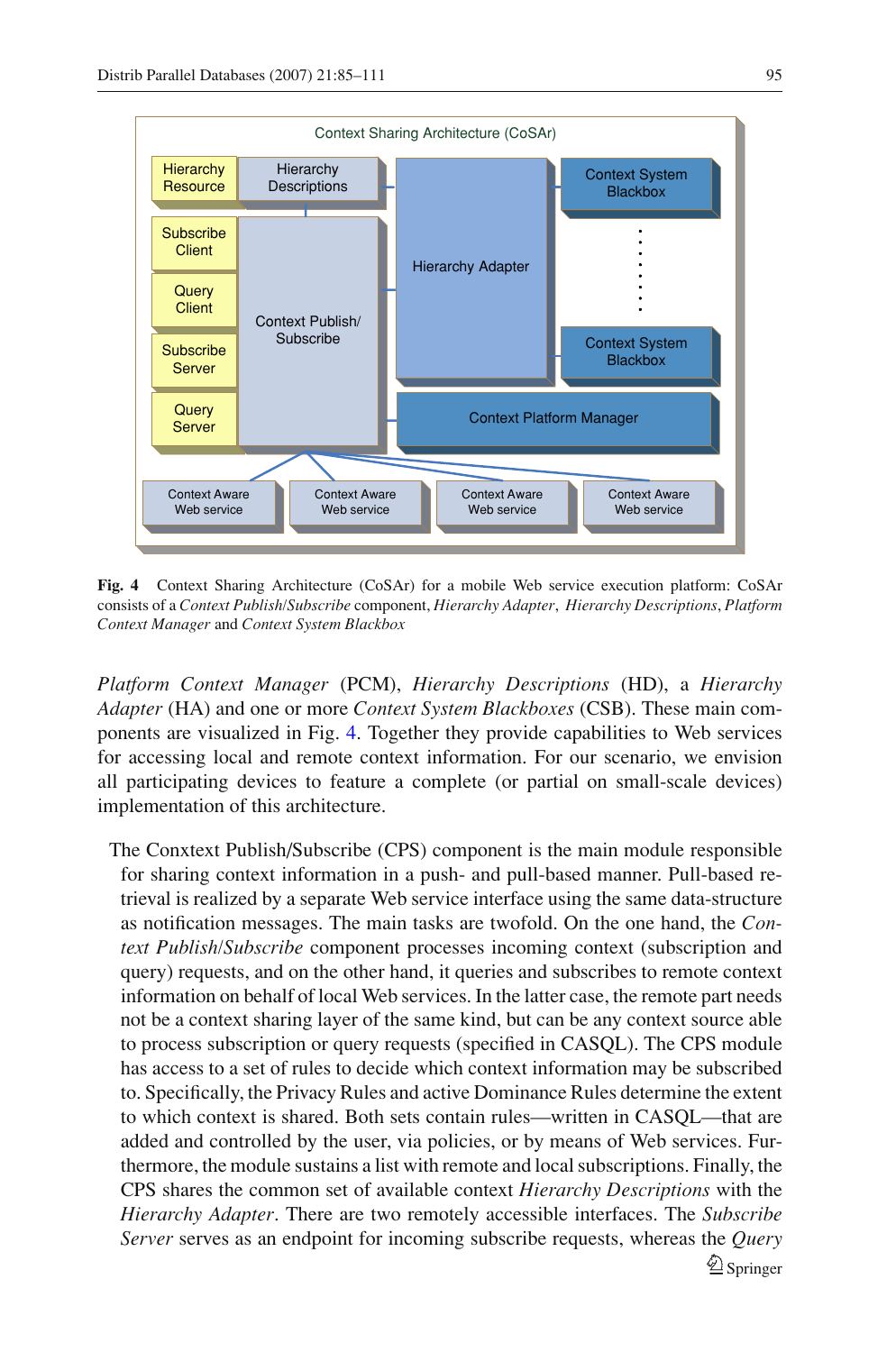Context Sharing Architecture (CoSAr)

Hierarchy Resource

Hierarchy Descriptions

Subscribe Client

Query Client

Subscribe Server

Query Server

Context Publish/ Subscribe

Hierarchy Adapter

Context System Blackbox

Context System Blackbox

Context Platform Manager

Context Aware Web service

Context Aware Web service

Context Aware Web service

Context Aware Web service

**Fig. 4** Context Sharing Architecture (CoSAr) for a mobile Web service execution platform: CoSAr consists of a *Context Publish/Subscribe* component, *Hierarchy Adapter*, *Hierarchy Descriptions*, *Platform Context Manager* and *Context System Blackbox*

*Platform Context Manager* (PCM), *Hierarchy Descriptions* (HD), a *Hierarchy Adapter* (HA) and one or more *Context System Blackboxes* (CSB). These main components are visualized in Fig. 4. Together they provide capabilities to Web services for accessing local and remote context information. For our scenario, we envision all participating devices to feature a complete (or partial on small-scale devices) implementation of this architecture.

The Conxtext Publish/Subscribe (CPS) component is the main module responsible for sharing context information in a push- and pull-based manner. Pull-based retrieval is realized by a separate Web service interface using the same data-structure as notification messages. The main tasks are twofold. On the one hand, the *Context Publish/Subscribe* component processes incoming context (subscription and query) requests, and on the other hand, it queries and subscribes to remote context information on behalf of local Web services. In the latter case, the remote part needs not be a context sharing layer of the same kind, but can be any context source able to process subscription or query requests (specified in CASQL). The CPS module has access to a set of rules to decide which context information may be subscribed to. Specifically, the Privacy Rules and active Dominance Rules determine the extent to which context is shared. Both sets contain rules—written in CASQL—that are added and controlled by the user, via policies, or by means of Web services. Furthermore, the module sustains a list with remote and local subscriptions. Finally, the CPS shares the common set of available context *Hierarchy Descriptions* with the *Hierarchy Adapter*. There are two remotely accessible interfaces. The *Subscribe Server* serves as an endpoint for incoming subscribe requests, whereas the *Query*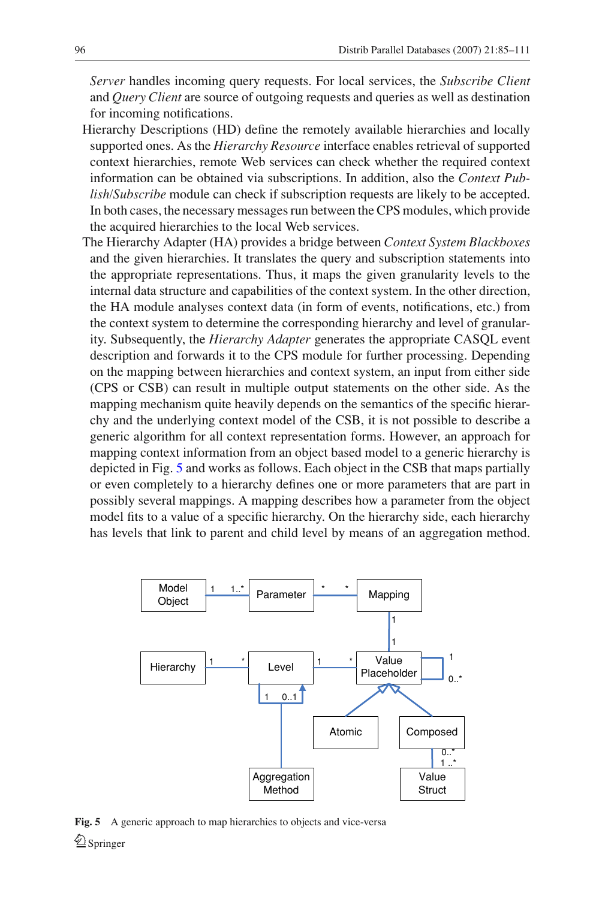*Server* handles incoming query requests. For local services, the *Subscribe Client* and *Query Client* are source of outgoing requests and queries as well as destination for incoming notifications.

Hierarchy Descriptions (HD) define the remotely available hierarchies and locally supported ones. As the *Hierarchy Resource* interface enables retrieval of supported context hierarchies, remote Web services can check whether the required context information can be obtained via subscriptions. In addition, also the *Context Publish/Subscribe* module can check if subscription requests are likely to be accepted. In both cases, the necessary messages run between the CPS modules, which provide the acquired hierarchies to the local Web services.

The Hierarchy Adapter (HA) provides a bridge between *Context System Blackboxes* and the given hierarchies. It translates the query and subscription statements into the appropriate representations. Thus, it maps the given granularity levels to the internal data structure and capabilities of the context system. In the other direction, the HA module analyses context data (in form of events, notifications, etc.) from the context system to determine the corresponding hierarchy and level of granularity. Subsequently, the *Hierarchy Adapter* generates the appropriate CASQL event description and forwards it to the CPS module for further processing. Depending on the mapping between hierarchies and context system, an input from either side (CPS or CSB) can result in multiple output statements on the other side. As the mapping mechanism quite heavily depends on the semantics of the specific hierarchy and the underlying context model of the CSB, it is not possible to describe a generic algorithm for all context representation forms. However, an approach for mapping context information from an object based model to a generic hierarchy is depicted in Fig. 5 and works as follows. Each object in the CSB that maps partially or even completely to a hierarchy defines one or more parameters that are part in possibly several mappings. A mapping describes how a parameter from the object model fits to a value of a specific hierarchy. On the hierarchy side, each hierarchy has levels that link to parent and child level by means of an aggregation method.

Model Object
1
1..*
Parameter
*
*
Mapping
1
1
Hierarchy
1
*
Level
1
*
Value Placeholder
1
0..*
1
0..1
Atomic
Composed
0..*
1..*
Aggregation Method
Value Struct

**Fig. 5** A generic approach to map hierarchies to objects and vice-versa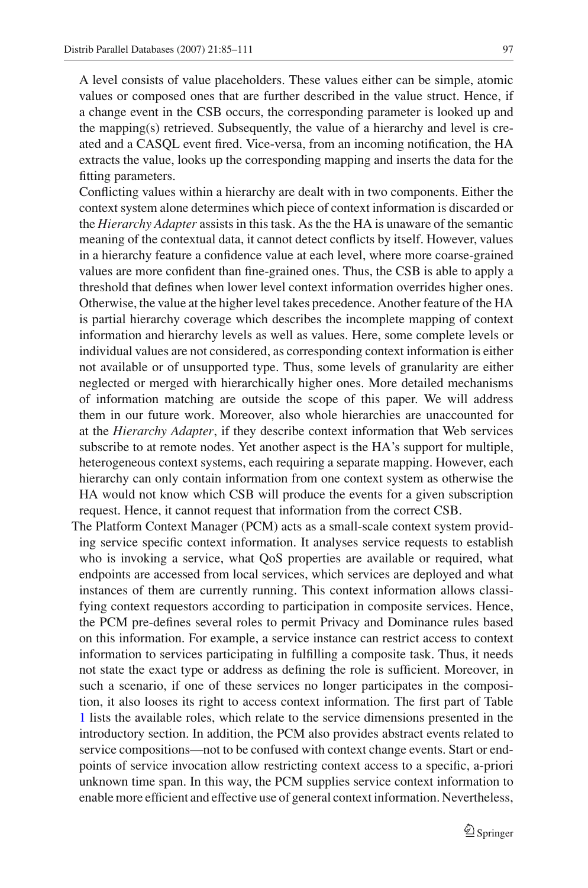A level consists of value placeholders. These values either can be simple, atomic values or composed ones that are further described in the value struct. Hence, if a change event in the CSB occurs, the corresponding parameter is looked up and the mapping(s) retrieved. Subsequently, the value of a hierarchy and level is created and a CASQL event fired. Vice-versa, from an incoming notification, the HA extracts the value, looks up the corresponding mapping and inserts the data for the fitting parameters.

Conflicting values within a hierarchy are dealt with in two components. Either the context system alone determines which piece of context information is discarded or the *Hierarchy Adapter* assists in this task. As the the HA is unaware of the semantic meaning of the contextual data, it cannot detect conflicts by itself. However, values in a hierarchy feature a confidence value at each level, where more coarse-grained values are more confident than fine-grained ones. Thus, the CSB is able to apply a threshold that defines when lower level context information overrides higher ones. Otherwise, the value at the higher level takes precedence. Another feature of the HA is partial hierarchy coverage which describes the incomplete mapping of context information and hierarchy levels as well as values. Here, some complete levels or individual values are not considered, as corresponding context information is either not available or of unsupported type. Thus, some levels of granularity are either neglected or merged with hierarchically higher ones. More detailed mechanisms of information matching are outside the scope of this paper. We will address them in our future work. Moreover, also whole hierarchies are unaccounted for at the *Hierarchy Adapter*, if they describe context information that Web services subscribe to at remote nodes. Yet another aspect is the HA's support for multiple, heterogeneous context systems, each requiring a separate mapping. However, each hierarchy can only contain information from one context system as otherwise the HA would not know which CSB will produce the events for a given subscription request. Hence, it cannot request that information from the correct CSB.

The Platform Context Manager (PCM) acts as a small-scale context system providing service specific context information. It analyses service requests to establish who is invoking a service, what QoS properties are available or required, what endpoints are accessed from local services, which services are deployed and what instances of them are currently running. This context information allows classifying context requestors according to participation in composite services. Hence, the PCM pre-defines several roles to permit Privacy and Dominance rules based on this information. For example, a service instance can restrict access to context information to services participating in fulfilling a composite task. Thus, it needs not state the exact type or address as defining the role is sufficient. Moreover, in such a scenario, if one of these services no longer participates in the composition, it also looses its right to access context information. The first part of Table 1 lists the available roles, which relate to the service dimensions presented in the introductory section. In addition, the PCM also provides abstract events related to service compositions—not to be confused with context change events. Start or endpoints of service invocation allow restricting context access to a specific, a-priori unknown time span. In this way, the PCM supplies service context information to enable more efficient and effective use of general context information. Nevertheless,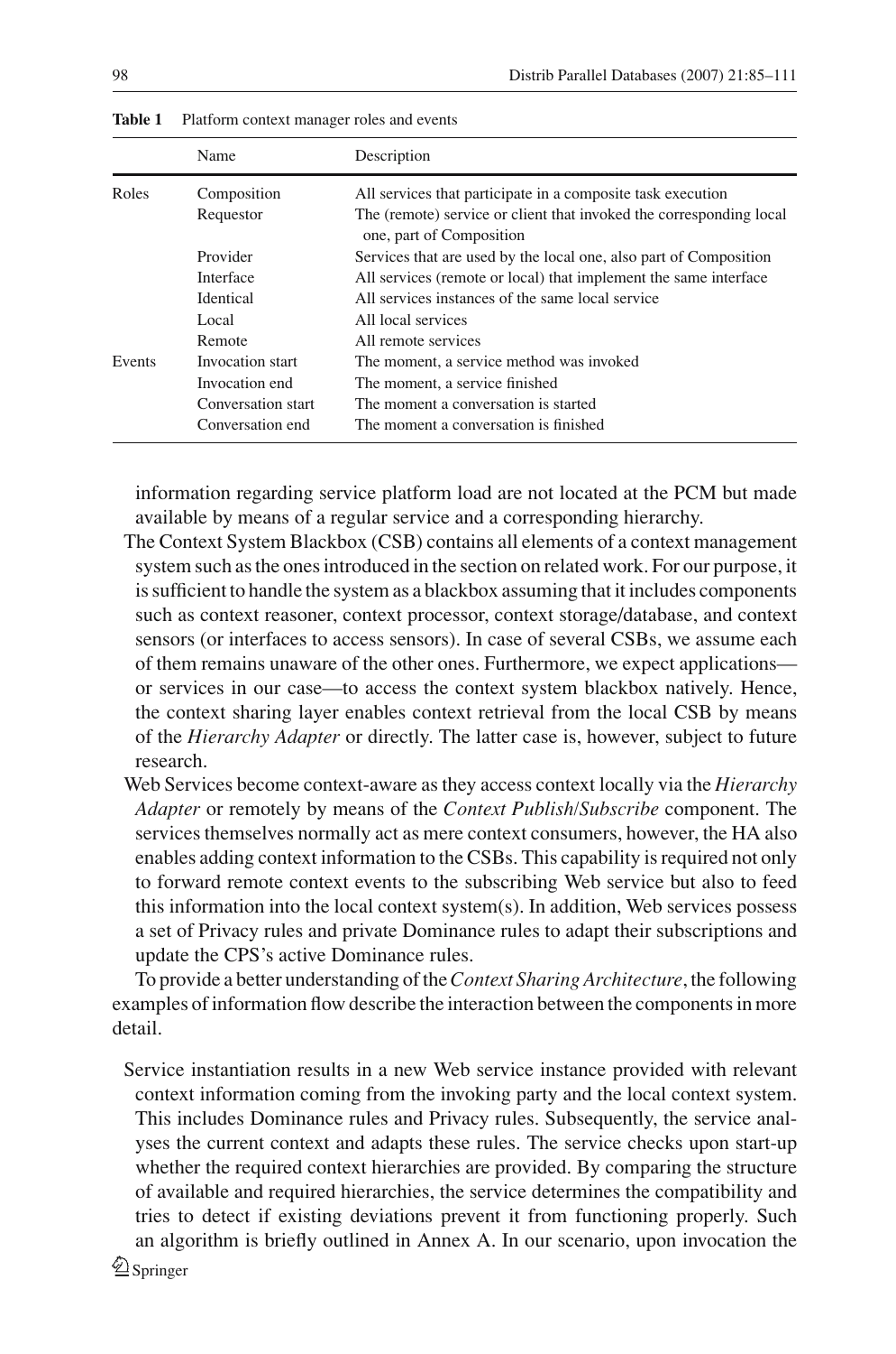**Table 1** Platform context manager roles and events

| | Name | Description |
|---|---|---|
| Roles | Composition | All services that participate in a composite task execution |
| | Requestor | The (remote) service or client that invoked the corresponding local one, part of Composition |
| | Provider | Services that are used by the local one, also part of Composition |
| | Interface | All services (remote or local) that implement the same interface |
| | Identical | All services instances of the same local service |
| | Local | All local services |
| | Remote | All remote services |
| Events | Invocation start | The moment, a service method was invoked |
| | Invocation end | The moment, a service finished |
| | Conversation start | The moment a conversation is started |
| | Conversation end | The moment a conversation is finished |

information regarding service platform load are not located at the PCM but made available by means of a regular service and a corresponding hierarchy.

The Context System Blackbox (CSB) contains all elements of a context management system such as the ones introduced in the section on related work. For our purpose, it is sufficient to handle the system as a blackbox assuming that it includes components such as context reasoner, context processor, context storage/database, and context sensors (or interfaces to access sensors). In case of several CSBs, we assume each of them remains unaware of the other ones. Furthermore, we expect applications—or services in our case—to access the context system blackbox natively. Hence, the context sharing layer enables context retrieval from the local CSB by means of the *Hierarchy Adapter* or directly. The latter case is, however, subject to future research.

Web Services become context-aware as they access context locally via the *Hierarchy Adapter* or remotely by means of the *Context Publish/Subscribe* component. The services themselves normally act as mere context consumers, however, the HA also enables adding context information to the CSBs. This capability is required not only to forward remote context events to the subscribing Web service but also to feed this information into the local context system(s). In addition, Web services possess a set of Privacy rules and private Dominance rules to adapt their subscriptions and update the CPS's active Dominance rules.

To provide a better understanding of the *Context Sharing Architecture*, the following examples of information flow describe the interaction between the components in more detail.

Service instantiation results in a new Web service instance provided with relevant context information coming from the invoking party and the local context system. This includes Dominance rules and Privacy rules. Subsequently, the service analyses the current context and adapts these rules. The service checks upon start-up whether the required context hierarchies are provided. By comparing the structure of available and required hierarchies, the service determines the compatibility and tries to detect if existing deviations prevent it from functioning properly. Such an algorithm is briefly outlined in Annex A. In our scenario, upon invocation the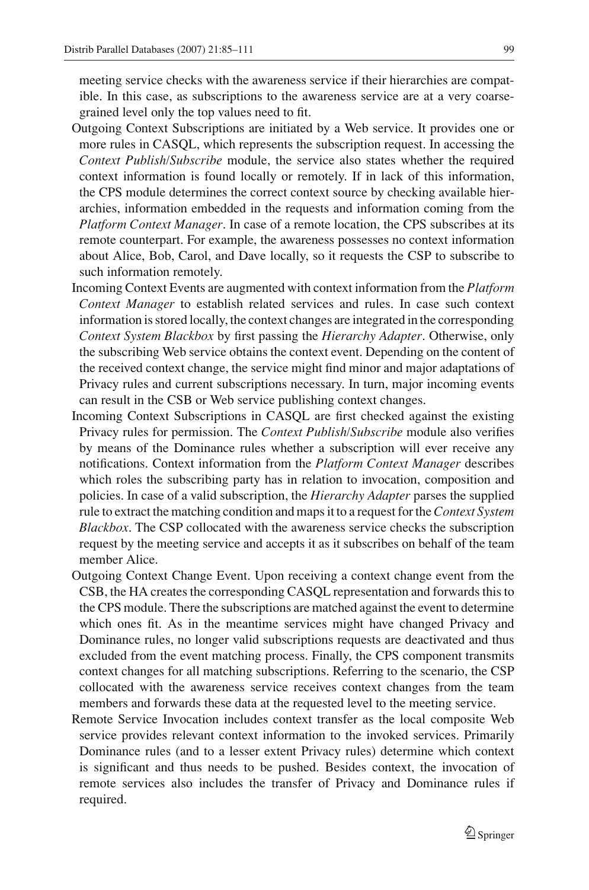meeting service checks with the awareness service if their hierarchies are compatible. In this case, as subscriptions to the awareness service are at a very coarse-grained level only the top values need to fit.

Outgoing Context Subscriptions are initiated by a Web service. It provides one or more rules in CASQL, which represents the subscription request. In accessing the *Context Publish/Subscribe* module, the service also states whether the required context information is found locally or remotely. If in lack of this information, the CPS module determines the correct context source by checking available hierarchies, information embedded in the requests and information coming from the *Platform Context Manager*. In case of a remote location, the CPS subscribes at its remote counterpart. For example, the awareness possesses no context information about Alice, Bob, Carol, and Dave locally, so it requests the CSP to subscribe to such information remotely.

Incoming Context Events are augmented with context information from the *Platform Context Manager* to establish related services and rules. In case such context information is stored locally, the context changes are integrated in the corresponding *Context System Blackbox* by first passing the *Hierarchy Adapter*. Otherwise, only the subscribing Web service obtains the context event. Depending on the content of the received context change, the service might find minor and major adaptations of Privacy rules and current subscriptions necessary. In turn, major incoming events can result in the CSB or Web service publishing context changes.

Incoming Context Subscriptions in CASQL are first checked against the existing Privacy rules for permission. The *Context Publish/Subscribe* module also verifies by means of the Dominance rules whether a subscription will ever receive any notifications. Context information from the *Platform Context Manager* describes which roles the subscribing party has in relation to invocation, composition and policies. In case of a valid subscription, the *Hierarchy Adapter* parses the supplied rule to extract the matching condition and maps it to a request for the *Context System Blackbox*. The CSP collocated with the awareness service checks the subscription request by the meeting service and accepts it as it subscribes on behalf of the team member Alice.

Outgoing Context Change Event. Upon receiving a context change event from the CSB, the HA creates the corresponding CASQL representation and forwards this to the CPS module. There the subscriptions are matched against the event to determine which ones fit. As in the meantime services might have changed Privacy and Dominance rules, no longer valid subscriptions requests are deactivated and thus excluded from the event matching process. Finally, the CPS component transmits context changes for all matching subscriptions. Referring to the scenario, the CSP collocated with the awareness service receives context changes from the team members and forwards these data at the requested level to the meeting service.

Remote Service Invocation includes context transfer as the local composite Web service provides relevant context information to the invoked services. Primarily Dominance rules (and to a lesser extent Privacy rules) determine which context is significant and thus needs to be pushed. Besides context, the invocation of remote services also includes the transfer of Privacy and Dominance rules if required.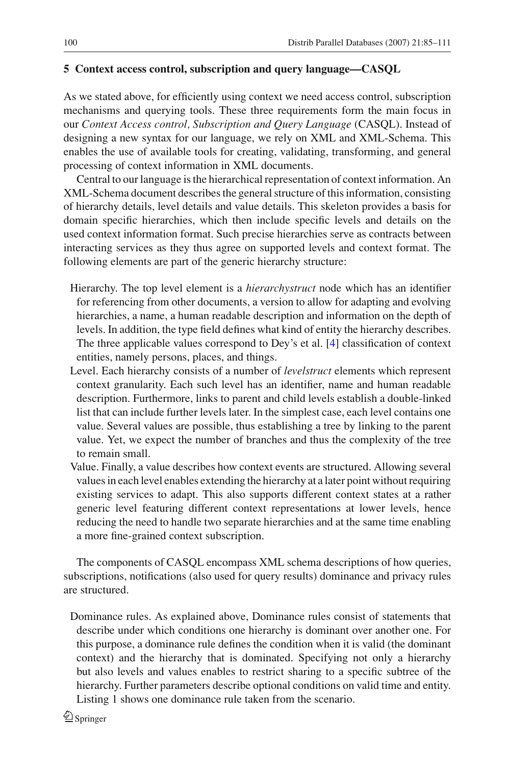## 5 Context access control, subscription and query language—CASQL

As we stated above, for efficiently using context we need access control, subscription mechanisms and querying tools. These three requirements form the main focus in our *Context Access control, Subscription and Query Language* (CASQL). Instead of designing a new syntax for our language, we rely on XML and XML-Schema. This enables the use of available tools for creating, validating, transforming, and general processing of context information in XML documents.

Central to our language is the hierarchical representation of context information. An XML-Schema document describes the general structure of this information, consisting of hierarchy details, level details and value details. This skeleton provides a basis for domain specific hierarchies, which then include specific levels and details on the used context information format. Such precise hierarchies serve as contracts between interacting services as they thus agree on supported levels and context format. The following elements are part of the generic hierarchy structure:

Hierarchy. The top level element is a *hierarchystruct* node which has an identifier for referencing from other documents, a version to allow for adapting and evolving hierarchies, a name, a human readable description and information on the depth of levels. In addition, the type field defines what kind of entity the hierarchy describes. The three applicable values correspond to Dey's et al. [4] classification of context entities, namely persons, places, and things.

Level. Each hierarchy consists of a number of *levelstruct* elements which represent context granularity. Each such level has an identifier, name and human readable description. Furthermore, links to parent and child levels establish a double-linked list that can include further levels later. In the simplest case, each level contains one value. Several values are possible, thus establishing a tree by linking to the parent value. Yet, we expect the number of branches and thus the complexity of the tree to remain small.

Value. Finally, a value describes how context events are structured. Allowing several values in each level enables extending the hierarchy at a later point without requiring existing services to adapt. This also supports different context states at a rather generic level featuring different context representations at lower levels, hence reducing the need to handle two separate hierarchies and at the same time enabling a more fine-grained context subscription.

The components of CASQL encompass XML schema descriptions of how queries, subscriptions, notifications (also used for query results) dominance and privacy rules are structured.

Dominance rules. As explained above, Dominance rules consist of statements that describe under which conditions one hierarchy is dominant over another one. For this purpose, a dominance rule defines the condition when it is valid (the dominant context) and the hierarchy that is dominated. Specifying not only a hierarchy but also levels and values enables to restrict sharing to a specific subtree of the hierarchy. Further parameters describe optional conditions on valid time and entity. Listing 1 shows one dominance rule taken from the scenario.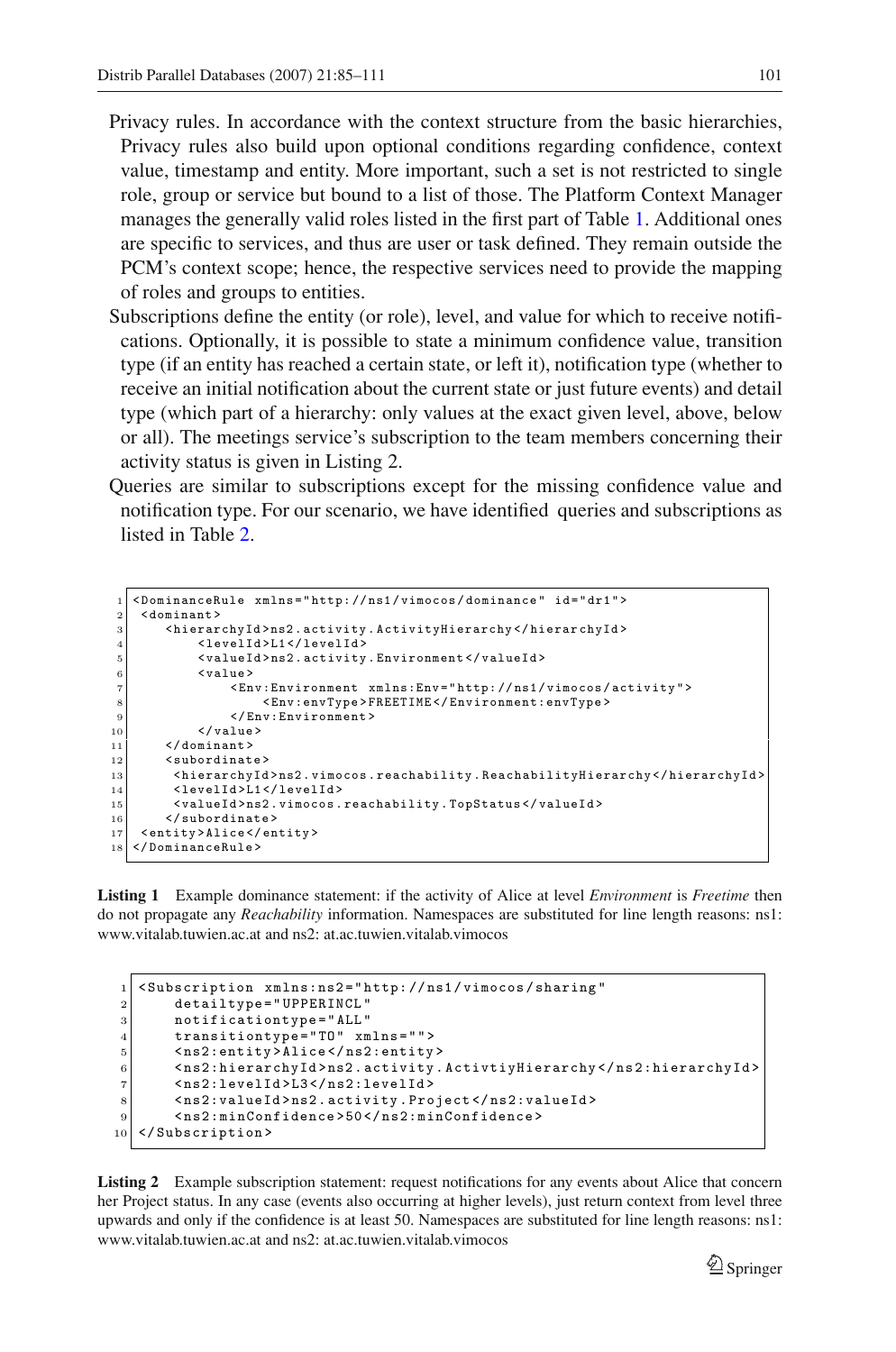Privacy rules. In accordance with the context structure from the basic hierarchies, Privacy rules also build upon optional conditions regarding confidence, context value, timestamp and entity. More important, such a set is not restricted to single role, group or service but bound to a list of those. The Platform Context Manager manages the generally valid roles listed in the first part of Table 1. Additional ones are specific to services, and thus are user or task defined. They remain outside the PCM's context scope; hence, the respective services need to provide the mapping of roles and groups to entities.

Subscriptions define the entity (or role), level, and value for which to receive notifications. Optionally, it is possible to state a minimum confidence value, transition type (if an entity has reached a certain state, or left it), notification type (whether to receive an initial notification about the current state or just future events) and detail type (which part of a hierarchy: only values at the exact given level, above, below or all). The meetings service's subscription to the team members concerning their activity status is given in Listing 2.

Queries are similar to subscriptions except for the missing confidence value and notification type. For our scenario, we have identified queries and subscriptions as listed in Table 2.

```
1  <DominanceRule xmlns="http://ns1/vimocos/dominance" id="dr1">
2   <dominant>
3      <hierarchyId>ns2.activity.ActivityHierarchy</hierarchyId>
4          <levelId>L1</levelId>
5          <valueId>ns2.activity.Environment</valueId>
6          <value>
7              <Env:Environment xmlns:Env="http://ns1/vimocos/activity">
8                  <Env:envType>FREETIME</Environment:envType>
9              </Env:Environment>
10         </value>
11     </dominant>
12     <subordinate>
13      <hierarchyId>ns2.vimocos.reachability.ReachabilityHierarchy</hierarchyId>
14      <levelId>L1</levelId>
15      <valueId>ns2.vimocos.reachability.TopStatus</valueId>
16     </subordinate>
17  <entity>Alice</entity>
18 </DominanceRule>
```

**Listing 1** Example dominance statement: if the activity of Alice at level *Environment* is *Freetime* then do not propagate any *Reachability* information. Namespaces are substituted for line length reasons: ns1: www.vitalab.tuwien.ac.at and ns2: at.ac.tuwien.vitalab.vimocos

```
1  <Subscription xmlns:ns2="http://ns1/vimocos/sharing"
2      detailtype="UPPERINCL"
3      notificationtype="ALL"
4      transitiontype="TO" xmlns="">
5      <ns2:entity>Alice</ns2:entity>
6      <ns2:hierarchyId>ns2.activity.ActivtiyHierarchy</ns2:hierarchyId>
7      <ns2:levelId>L3</ns2:levelId>
8      <ns2:valueId>ns2.activity.Project</ns2:valueId>
9      <ns2:minConfidence>50</ns2:minConfidence>
10 </Subscription>
```

**Listing 2** Example subscription statement: request notifications for any events about Alice that concern her Project status. In any case (events also occurring at higher levels), just return context from level three upwards and only if the confidence is at least 50. Namespaces are substituted for line length reasons: ns1: www.vitalab.tuwien.ac.at and ns2: at.ac.tuwien.vitalab.vimocos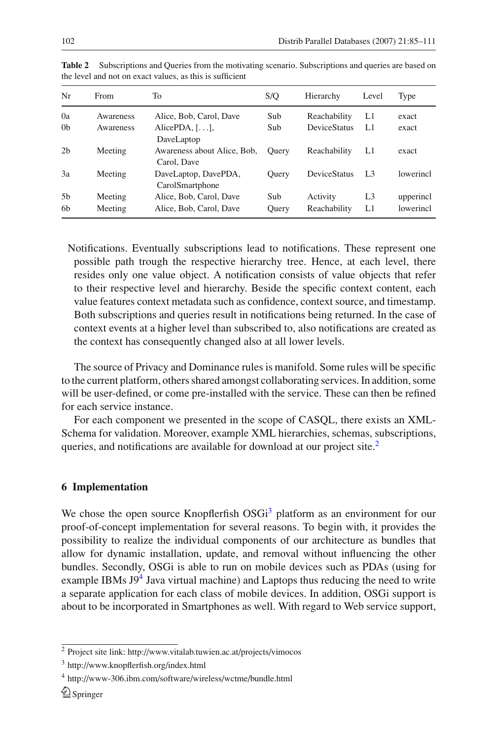**Table 2** Subscriptions and Queries from the motivating scenario. Subscriptions and queries are based on the level and not on exact values, as this is sufficient

| Nr | From | To | S/Q | Hierarchy | Level | Type |
|---|---|---|---|---|---|---|
| 0a | Awareness | Alice, Bob, Carol, Dave | Sub | Reachability | L1 | exact |
| 0b | Awareness | AlicePDA, [...], DaveLaptop | Sub | DeviceStatus | L1 | exact |
| 2b | Meeting | Awareness about Alice, Bob, Carol, Dave | Query | Reachability | L1 | exact |
| 3a | Meeting | DaveLaptop, DavePDA, CarolSmartphone | Query | DeviceStatus | L3 | lowerincl |
| 5b | Meeting | Alice, Bob, Carol, Dave | Sub | Activity | L3 | upperincl |
| 6b | Meeting | Alice, Bob, Carol, Dave | Query | Reachability | L1 | lowerincl |

Notifications. Eventually subscriptions lead to notifications. These represent one possible path trough the respective hierarchy tree. Hence, at each level, there resides only one value object. A notification consists of value objects that refer to their respective level and hierarchy. Beside the specific context content, each value features context metadata such as confidence, context source, and timestamp. Both subscriptions and queries result in notifications being returned. In the case of context events at a higher level than subscribed to, also notifications are created as the context has consequently changed also at all lower levels.

The source of Privacy and Dominance rules is manifold. Some rules will be specific to the current platform, others shared amongst collaborating services. In addition, some will be user-defined, or come pre-installed with the service. These can then be refined for each service instance.

For each component we presented in the scope of CASQL, there exists an XML-Schema for validation. Moreover, example XML hierarchies, schemas, subscriptions, queries, and notifications are available for download at our project site.[2]

## 6 Implementation

We chose the open source Knopflerfish OSGi[3] platform as an environment for our proof-of-concept implementation for several reasons. To begin with, it provides the possibility to realize the individual components of our architecture as bundles that allow for dynamic installation, update, and removal without influencing the other bundles. Secondly, OSGi is able to run on mobile devices such as PDAs (using for example IBMs J9[4] Java virtual machine) and Laptops thus reducing the need to write a separate application for each class of mobile devices. In addition, OSGi support is about to be incorporated in Smartphones as well. With regard to Web service support,

[2] Project site link: http://www.vitalab.tuwien.ac.at/projects/vimocos

[3] http://www.knopflerfish.org/index.html

[4] http://www-306.ibm.com/software/wireless/wctme/bundle.html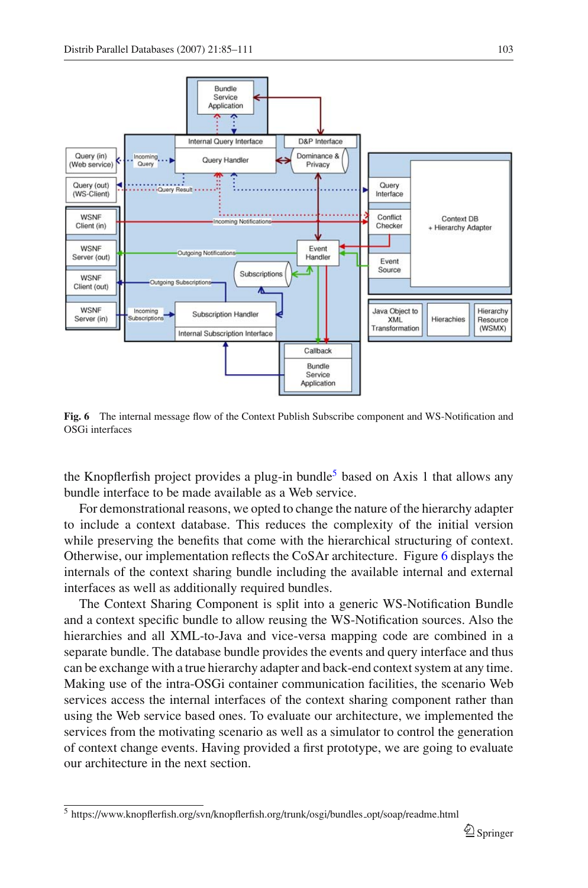**Fig. 6** The internal message flow of the Context Publish Subscribe component and WS-Notification and OSGi interfaces

the Knopflerfish project provides a plug-in bundle[5] based on Axis 1 that allows any bundle interface to be made available as a Web service.

For demonstrational reasons, we opted to change the nature of the hierarchy adapter to include a context database. This reduces the complexity of the initial version while preserving the benefits that come with the hierarchical structuring of context. Otherwise, our implementation reflects the CoSAr architecture. Figure 6 displays the internals of the context sharing bundle including the available internal and external interfaces as well as additionally required bundles.

The Context Sharing Component is split into a generic WS-Notification Bundle and a context specific bundle to allow reusing the WS-Notification sources. Also the hierarchies and all XML-to-Java and vice-versa mapping code are combined in a separate bundle. The database bundle provides the events and query interface and thus can be exchange with a true hierarchy adapter and back-end context system at any time. Making use of the intra-OSGi container communication facilities, the scenario Web services access the internal interfaces of the context sharing component rather than using the Web service based ones. To evaluate our architecture, we implemented the services from the motivating scenario as well as a simulator to control the generation of context change events. Having provided a first prototype, we are going to evaluate our architecture in the next section.

[5] https://www.knopflerfish.org/svn/knopflerfish.org/trunk/osgi/bundles_opt/soap/readme.html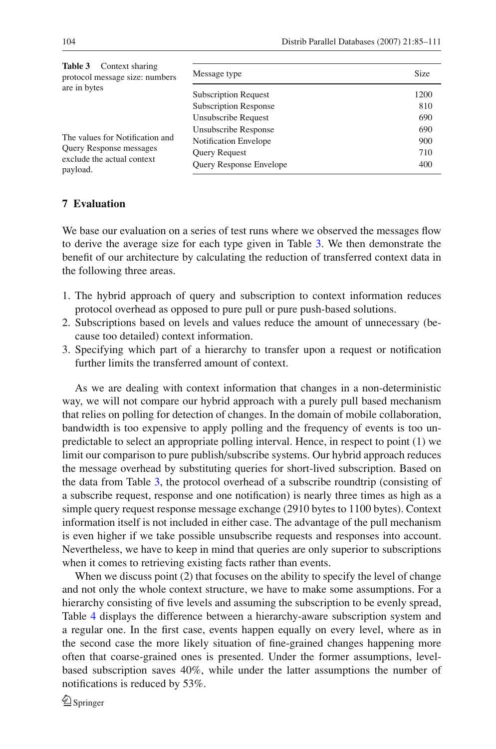**Table 3** Context sharing protocol message size: numbers are in bytes

| Message type | Size |
|---|---|
| Subscription Request | 1200 |
| Subscription Response | 810 |
| Unsubscribe Request | 690 |
| Unsubscribe Response | 690 |
| Notification Envelope | 900 |
| Query Request | 710 |
| Query Response Envelope | 400 |

The values for Notification and Query Response messages exclude the actual context payload.

## 7 Evaluation

We base our evaluation on a series of test runs where we observed the messages flow to derive the average size for each type given in Table 3. We then demonstrate the benefit of our architecture by calculating the reduction of transferred context data in the following three areas.

1. The hybrid approach of query and subscription to context information reduces protocol overhead as opposed to pure pull or pure push-based solutions.
2. Subscriptions based on levels and values reduce the amount of unnecessary (because too detailed) context information.
3. Specifying which part of a hierarchy to transfer upon a request or notification further limits the transferred amount of context.

As we are dealing with context information that changes in a non-deterministic way, we will not compare our hybrid approach with a purely pull based mechanism that relies on polling for detection of changes. In the domain of mobile collaboration, bandwidth is too expensive to apply polling and the frequency of events is too unpredictable to select an appropriate polling interval. Hence, in respect to point (1) we limit our comparison to pure publish/subscribe systems. Our hybrid approach reduces the message overhead by substituting queries for short-lived subscription. Based on the data from Table 3, the protocol overhead of a subscribe roundtrip (consisting of a subscribe request, response and one notification) is nearly three times as high as a simple query request response message exchange (2910 bytes to 1100 bytes). Context information itself is not included in either case. The advantage of the pull mechanism is even higher if we take possible unsubscribe requests and responses into account. Nevertheless, we have to keep in mind that queries are only superior to subscriptions when it comes to retrieving existing facts rather than events.

When we discuss point (2) that focuses on the ability to specify the level of change and not only the whole context structure, we have to make some assumptions. For a hierarchy consisting of five levels and assuming the subscription to be evenly spread, Table 4 displays the difference between a hierarchy-aware subscription system and a regular one. In the first case, events happen equally on every level, where as in the second case the more likely situation of fine-grained changes happening more often that coarse-grained ones is presented. Under the former assumptions, level-based subscription saves 40%, while under the latter assumptions the number of notifications is reduced by 53%.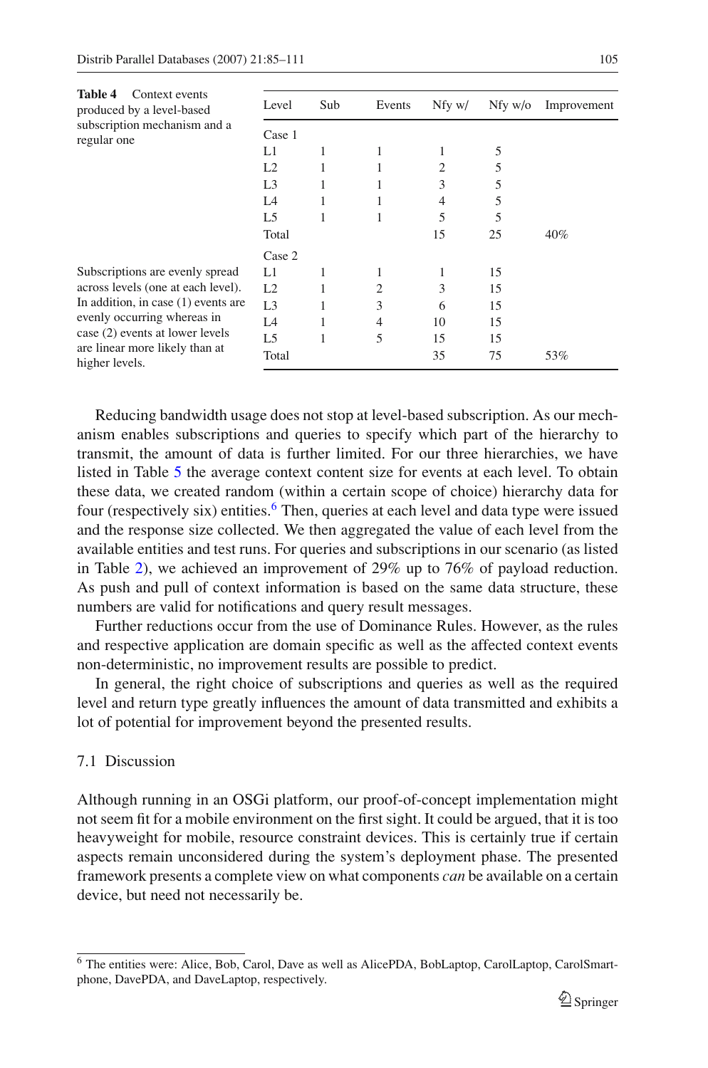**Table 4** Context events produced by a level-based subscription mechanism and a regular one

Subscriptions are evenly spread across levels (one at each level). In addition, in case (1) events are evenly occurring whereas in case (2) events at lower levels are linear more likely than at higher levels.

| Level | Sub | Events | Nfy w/ | Nfy w/o | Improvement |
|---|---|---|---|---|---|
| Case 1 | | | | | |
| L1 | 1 | 1 | 1 | 5 | |
| L2 | 1 | 1 | 2 | 5 | |
| L3 | 1 | 1 | 3 | 5 | |
| L4 | 1 | 1 | 4 | 5 | |
| L5 | 1 | 1 | 5 | 5 | |
| Total | | | 15 | 25 | 40% |
| Case 2 | | | | | |
| L1 | 1 | 1 | 1 | 15 | |
| L2 | 1 | 2 | 3 | 15 | |
| L3 | 1 | 3 | 6 | 15 | |
| L4 | 1 | 4 | 10 | 15 | |
| L5 | 1 | 5 | 15 | 15 | |
| Total | | | 35 | 75 | 53% |

Reducing bandwidth usage does not stop at level-based subscription. As our mechanism enables subscriptions and queries to specify which part of the hierarchy to transmit, the amount of data is further limited. For our three hierarchies, we have listed in Table 5 the average context content size for events at each level. To obtain these data, we created random (within a certain scope of choice) hierarchy data for four (respectively six) entities.[6] Then, queries at each level and data type were issued and the response size collected. We then aggregated the value of each level from the available entities and test runs. For queries and subscriptions in our scenario (as listed in Table 2), we achieved an improvement of 29% up to 76% of payload reduction. As push and pull of context information is based on the same data structure, these numbers are valid for notifications and query result messages.

Further reductions occur from the use of Dominance Rules. However, as the rules and respective application are domain specific as well as the affected context events non-deterministic, no improvement results are possible to predict.

In general, the right choice of subscriptions and queries as well as the required level and return type greatly influences the amount of data transmitted and exhibits a lot of potential for improvement beyond the presented results.

### 7.1 Discussion

Although running in an OSGi platform, our proof-of-concept implementation might not seem fit for a mobile environment on the first sight. It could be argued, that it is too heavyweight for mobile, resource constraint devices. This is certainly true if certain aspects remain unconsidered during the system's deployment phase. The presented framework presents a complete view on what components *can* be available on a certain device, but need not necessarily be.

[6] The entities were: Alice, Bob, Carol, Dave as well as AlicePDA, BobLaptop, CarolLaptop, CarolSmartphone, DavePDA, and DaveLaptop, respectively.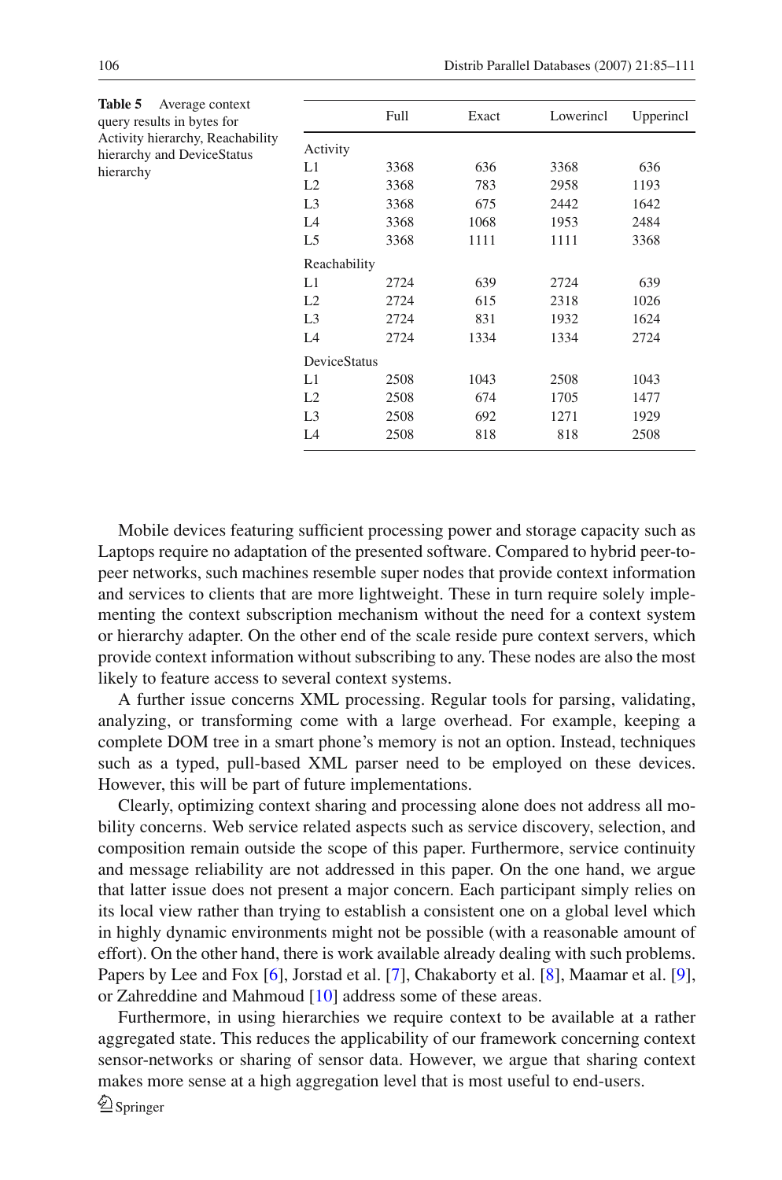**Table 5** Average context query results in bytes for Activity hierarchy, Reachability hierarchy and DeviceStatus hierarchy

| | Full | Exact | Lowerincl | Upperincl |
|---|---|---|---|---|
| Activity | | | | |
| L1 | 3368 | 636 | 3368 | 636 |
| L2 | 3368 | 783 | 2958 | 1193 |
| L3 | 3368 | 675 | 2442 | 1642 |
| L4 | 3368 | 1068 | 1953 | 2484 |
| L5 | 3368 | 1111 | 1111 | 3368 |
| Reachability | | | | |
| L1 | 2724 | 639 | 2724 | 639 |
| L2 | 2724 | 615 | 2318 | 1026 |
| L3 | 2724 | 831 | 1932 | 1624 |
| L4 | 2724 | 1334 | 1334 | 2724 |
| DeviceStatus | | | | |
| L1 | 2508 | 1043 | 2508 | 1043 |
| L2 | 2508 | 674 | 1705 | 1477 |
| L3 | 2508 | 692 | 1271 | 1929 |
| L4 | 2508 | 818 | 818 | 2508 |

Mobile devices featuring sufficient processing power and storage capacity such as Laptops require no adaptation of the presented software. Compared to hybrid peer-to-peer networks, such machines resemble super nodes that provide context information and services to clients that are more lightweight. These in turn require solely implementing the context subscription mechanism without the need for a context system or hierarchy adapter. On the other end of the scale reside pure context servers, which provide context information without subscribing to any. These nodes are also the most likely to feature access to several context systems.

A further issue concerns XML processing. Regular tools for parsing, validating, analyzing, or transforming come with a large overhead. For example, keeping a complete DOM tree in a smart phone's memory is not an option. Instead, techniques such as a typed, pull-based XML parser need to be employed on these devices. However, this will be part of future implementations.

Clearly, optimizing context sharing and processing alone does not address all mobility concerns. Web service related aspects such as service discovery, selection, and composition remain outside the scope of this paper. Furthermore, service continuity and message reliability are not addressed in this paper. On the one hand, we argue that latter issue does not present a major concern. Each participant simply relies on its local view rather than trying to establish a consistent one on a global level which in highly dynamic environments might not be possible (with a reasonable amount of effort). On the other hand, there is work available already dealing with such problems. Papers by Lee and Fox [6], Jorstad et al. [7], Chakaborty et al. [8], Maamar et al. [9], or Zahreddine and Mahmoud [10] address some of these areas.

Furthermore, in using hierarchies we require context to be available at a rather aggregated state. This reduces the applicability of our framework concerning context sensor-networks or sharing of sensor data. However, we argue that sharing context makes more sense at a high aggregation level that is most useful to end-users.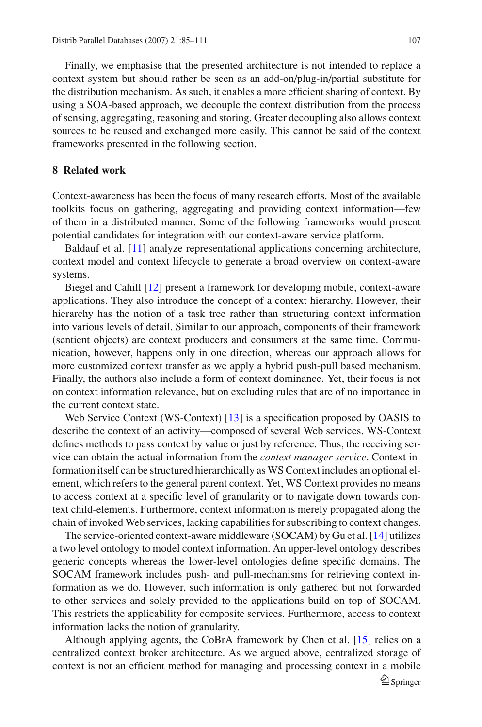Finally, we emphasise that the presented architecture is not intended to replace a context system but should rather be seen as an add-on/plug-in/partial substitute for the distribution mechanism. As such, it enables a more efficient sharing of context. By using a SOA-based approach, we decouple the context distribution from the process of sensing, aggregating, reasoning and storing. Greater decoupling also allows context sources to be reused and exchanged more easily. This cannot be said of the context frameworks presented in the following section.

## 8 Related work

Context-awareness has been the focus of many research efforts. Most of the available toolkits focus on gathering, aggregating and providing context information—few of them in a distributed manner. Some of the following frameworks would present potential candidates for integration with our context-aware service platform.

Baldauf et al. [11] analyze representational applications concerning architecture, context model and context lifecycle to generate a broad overview on context-aware systems.

Biegel and Cahill [12] present a framework for developing mobile, context-aware applications. They also introduce the concept of a context hierarchy. However, their hierarchy has the notion of a task tree rather than structuring context information into various levels of detail. Similar to our approach, components of their framework (sentient objects) are context producers and consumers at the same time. Communication, however, happens only in one direction, whereas our approach allows for more customized context transfer as we apply a hybrid push-pull based mechanism. Finally, the authors also include a form of context dominance. Yet, their focus is not on context information relevance, but on excluding rules that are of no importance in the current context state.

Web Service Context (WS-Context) [13] is a specification proposed by OASIS to describe the context of an activity—composed of several Web services. WS-Context defines methods to pass context by value or just by reference. Thus, the receiving service can obtain the actual information from the *context manager service*. Context information itself can be structured hierarchically as WS Context includes an optional element, which refers to the general parent context. Yet, WS Context provides no means to access context at a specific level of granularity or to navigate down towards context child-elements. Furthermore, context information is merely propagated along the chain of invoked Web services, lacking capabilities for subscribing to context changes.

The service-oriented context-aware middleware (SOCAM) by Gu et al. [14] utilizes a two level ontology to model context information. An upper-level ontology describes generic concepts whereas the lower-level ontologies define specific domains. The SOCAM framework includes push- and pull-mechanisms for retrieving context information as we do. However, such information is only gathered but not forwarded to other services and solely provided to the applications build on top of SOCAM. This restricts the applicability for composite services. Furthermore, access to context information lacks the notion of granularity.

Although applying agents, the CoBrA framework by Chen et al. [15] relies on a centralized context broker architecture. As we argued above, centralized storage of context is not an efficient method for managing and processing context in a mobile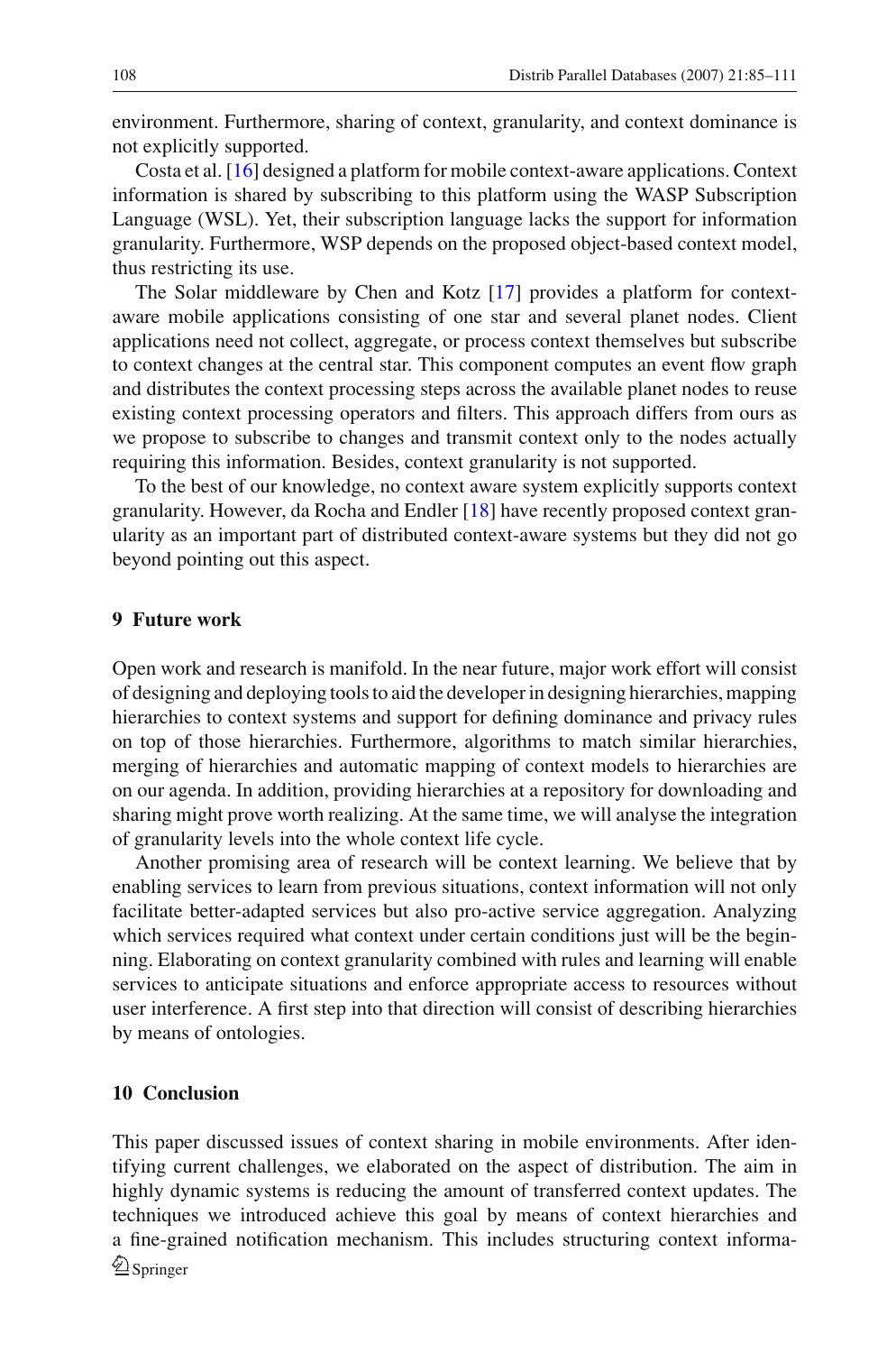environment. Furthermore, sharing of context, granularity, and context dominance is not explicitly supported.

Costa et al. [16] designed a platform for mobile context-aware applications. Context information is shared by subscribing to this platform using the WASP Subscription Language (WSL). Yet, their subscription language lacks the support for information granularity. Furthermore, WSP depends on the proposed object-based context model, thus restricting its use.

The Solar middleware by Chen and Kotz [17] provides a platform for context-aware mobile applications consisting of one star and several planet nodes. Client applications need not collect, aggregate, or process context themselves but subscribe to context changes at the central star. This component computes an event flow graph and distributes the context processing steps across the available planet nodes to reuse existing context processing operators and filters. This approach differs from ours as we propose to subscribe to changes and transmit context only to the nodes actually requiring this information. Besides, context granularity is not supported.

To the best of our knowledge, no context aware system explicitly supports context granularity. However, da Rocha and Endler [18] have recently proposed context granularity as an important part of distributed context-aware systems but they did not go beyond pointing out this aspect.

## 9 Future work

Open work and research is manifold. In the near future, major work effort will consist of designing and deploying tools to aid the developer in designing hierarchies, mapping hierarchies to context systems and support for defining dominance and privacy rules on top of those hierarchies. Furthermore, algorithms to match similar hierarchies, merging of hierarchies and automatic mapping of context models to hierarchies are on our agenda. In addition, providing hierarchies at a repository for downloading and sharing might prove worth realizing. At the same time, we will analyse the integration of granularity levels into the whole context life cycle.

Another promising area of research will be context learning. We believe that by enabling services to learn from previous situations, context information will not only facilitate better-adapted services but also pro-active service aggregation. Analyzing which services required what context under certain conditions just will be the beginning. Elaborating on context granularity combined with rules and learning will enable services to anticipate situations and enforce appropriate access to resources without user interference. A first step into that direction will consist of describing hierarchies by means of ontologies.

## 10 Conclusion

This paper discussed issues of context sharing in mobile environments. After identifying current challenges, we elaborated on the aspect of distribution. The aim in highly dynamic systems is reducing the amount of transferred context updates. The techniques we introduced achieve this goal by means of context hierarchies and a fine-grained notification mechanism. This includes structuring context informa-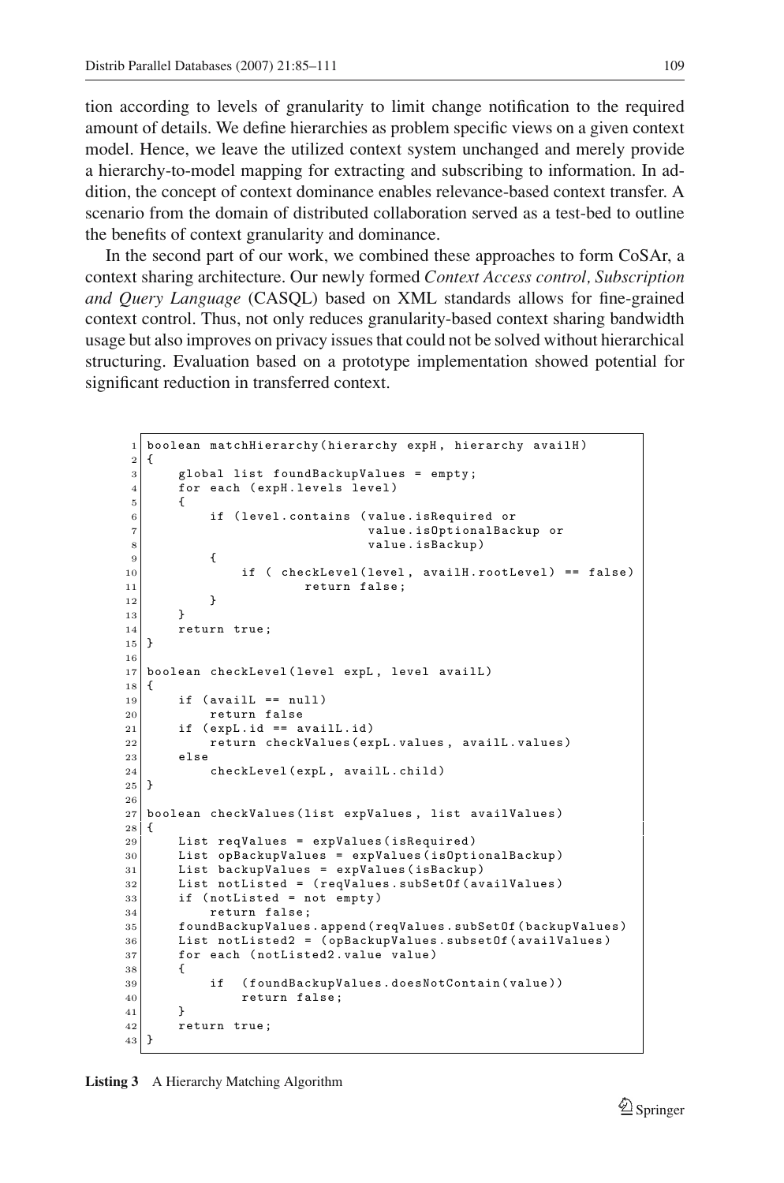tion according to levels of granularity to limit change notification to the required amount of details. We define hierarchies as problem specific views on a given context model. Hence, we leave the utilized context system unchanged and merely provide a hierarchy-to-model mapping for extracting and subscribing to information. In addition, the concept of context dominance enables relevance-based context transfer. A scenario from the domain of distributed collaboration served as a test-bed to outline the benefits of context granularity and dominance.

In the second part of our work, we combined these approaches to form CoSAr, a context sharing architecture. Our newly formed *Context Access control, Subscription and Query Language* (CASQL) based on XML standards allows for fine-grained context control. Thus, not only reduces granularity-based context sharing bandwidth usage but also improves on privacy issues that could not be solved without hierarchical structuring. Evaluation based on a prototype implementation showed potential for significant reduction in transferred context.

```
1  boolean matchHierarchy(hierarchy expH, hierarchy availH)
2  {
3      global list foundBackupValues = empty;
4      for each (expH.levels level)
5      {
6          if (level.contains (value.isRequired or
7                              value.isOptionalBackup or
8                              value.isBackup)
9          {
10             if ( checkLevel(level, availH.rootLevel) == false)
11                   return false;
12         }
13     }
14     return true;
15 }
16
17 boolean checkLevel(level expL, level availL)
18 {
19     if (availL == null)
20         return false
21     if (expL.id == availL.id)
22         return checkValues(expL.values, availL.values)
23     else
24         checkLevel(expL, availL.child)
25 }
26
27 boolean checkValues(list expValues, list availValues)
28 {
29     List reqValues = expValues(isRequired)
30     List opBackupValues = expValues(isOptionalBackup)
31     List backupValues = expValues(isBackup)
32     List notListed = (reqValues.subSetOf(availValues)
33     if (notListed = not empty)
34         return false;
35     foundBackupValues.append(reqValues.subSetOf(backupValues)
36     List notListed2 = (opBackupValues.subsetOf(availValues)
37     for each (notListed2.value value)
38     {
39         if  (foundBackupValues.doesNotContain(value))
40             return false;
41     }
42     return true;
43 }
```

**Listing 3** A Hierarchy Matching Algorithm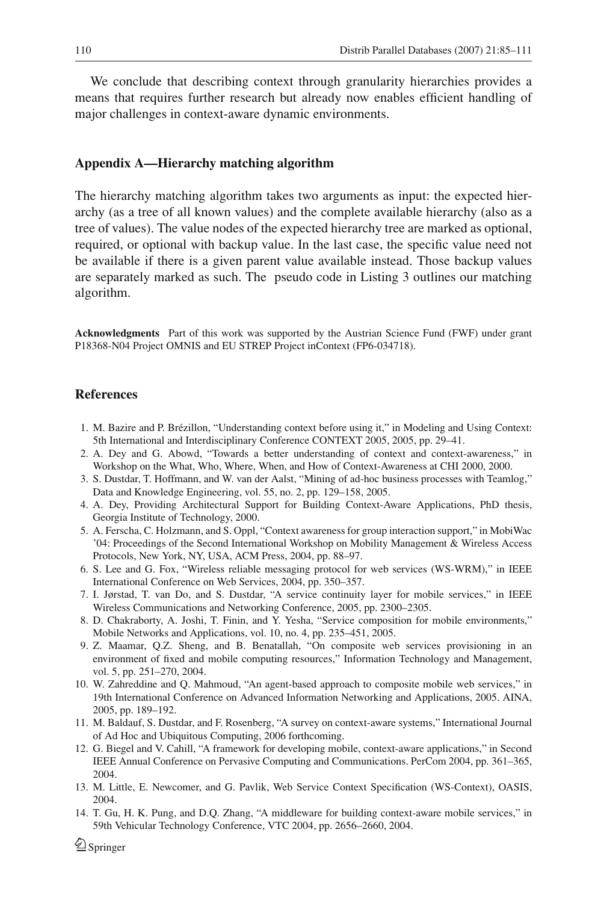We conclude that describing context through granularity hierarchies provides a means that requires further research but already now enables efficient handling of major challenges in context-aware dynamic environments.

## Appendix A—Hierarchy matching algorithm

The hierarchy matching algorithm takes two arguments as input: the expected hierarchy (as a tree of all known values) and the complete available hierarchy (also as a tree of values). The value nodes of the expected hierarchy tree are marked as optional, required, or optional with backup value. In the last case, the specific value need not be available if there is a given parent value available instead. Those backup values are separately marked as such. The pseudo code in Listing 3 outlines our matching algorithm.

**Acknowledgments** Part of this work was supported by the Austrian Science Fund (FWF) under grant P18368-N04 Project OMNIS and EU STREP Project inContext (FP6-034718).

## References

1. M. Bazire and P. Brézillon, "Understanding context before using it," in Modeling and Using Context: 5th International and Interdisciplinary Conference CONTEXT 2005, 2005, pp. 29–41.
2. A. Dey and G. Abowd, "Towards a better understanding of context and context-awareness," in Workshop on the What, Who, Where, When, and How of Context-Awareness at CHI 2000, 2000.
3. S. Dustdar, T. Hoffmann, and W. van der Aalst, "Mining of ad-hoc business processes with Teamlog," Data and Knowledge Engineering, vol. 55, no. 2, pp. 129–158, 2005.
4. A. Dey, Providing Architectural Support for Building Context-Aware Applications, PhD thesis, Georgia Institute of Technology, 2000.
5. A. Ferscha, C. Holzmann, and S. Oppl, "Context awareness for group interaction support," in MobiWac '04: Proceedings of the Second International Workshop on Mobility Management & Wireless Access Protocols, New York, NY, USA, ACM Press, 2004, pp. 88–97.
6. S. Lee and G. Fox, "Wireless reliable messaging protocol for web services (WS-WRM)," in IEEE International Conference on Web Services, 2004, pp. 350–357.
7. I. Jørstad, T. van Do, and S. Dustdar, "A service continuity layer for mobile services," in IEEE Wireless Communications and Networking Conference, 2005, pp. 2300–2305.
8. D. Chakraborty, A. Joshi, T. Finin, and Y. Yesha, "Service composition for mobile environments," Mobile Networks and Applications, vol. 10, no. 4, pp. 235–451, 2005.
9. Z. Maamar, Q.Z. Sheng, and B. Benatallah, "On composite web services provisioning in an environment of fixed and mobile computing resources," Information Technology and Management, vol. 5, pp. 251–270, 2004.
10. W. Zahreddine and Q. Mahmoud, "An agent-based approach to composite mobile web services," in 19th International Conference on Advanced Information Networking and Applications, 2005. AINA, 2005, pp. 189–192.
11. M. Baldauf, S. Dustdar, and F. Rosenberg, "A survey on context-aware systems," International Journal of Ad Hoc and Ubiquitous Computing, 2006 forthcoming.
12. G. Biegel and V. Cahill, "A framework for developing mobile, context-aware applications," in Second IEEE Annual Conference on Pervasive Computing and Communications. PerCom 2004, pp. 361–365, 2004.
13. M. Little, E. Newcomer, and G. Pavlik, Web Service Context Specification (WS-Context), OASIS, 2004.
14. T. Gu, H. K. Pung, and D.Q. Zhang, "A middleware for building context-aware mobile services," in 59th Vehicular Technology Conference, VTC 2004, pp. 2656–2660, 2004.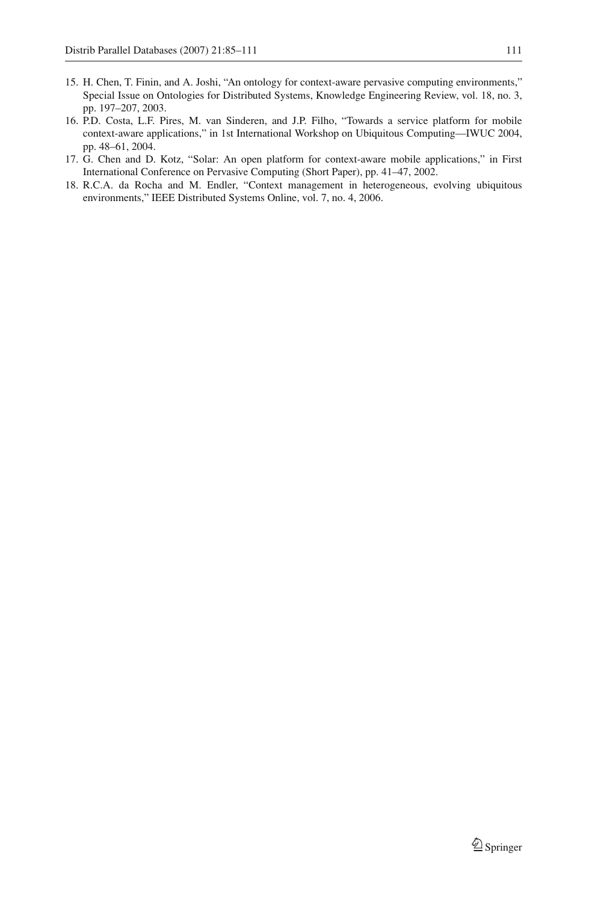15. H. Chen, T. Finin, and A. Joshi, "An ontology for context-aware pervasive computing environments," Special Issue on Ontologies for Distributed Systems, Knowledge Engineering Review, vol. 18, no. 3, pp. 197–207, 2003.
16. P.D. Costa, L.F. Pires, M. van Sinderen, and J.P. Filho, "Towards a service platform for mobile context-aware applications," in 1st International Workshop on Ubiquitous Computing—IWUC 2004, pp. 48–61, 2004.
17. G. Chen and D. Kotz, "Solar: An open platform for context-aware mobile applications," in First International Conference on Pervasive Computing (Short Paper), pp. 41–47, 2002.
18. R.C.A. da Rocha and M. Endler, "Context management in heterogeneous, evolving ubiquitous environments," IEEE Distributed Systems Online, vol. 7, no. 4, 2006.